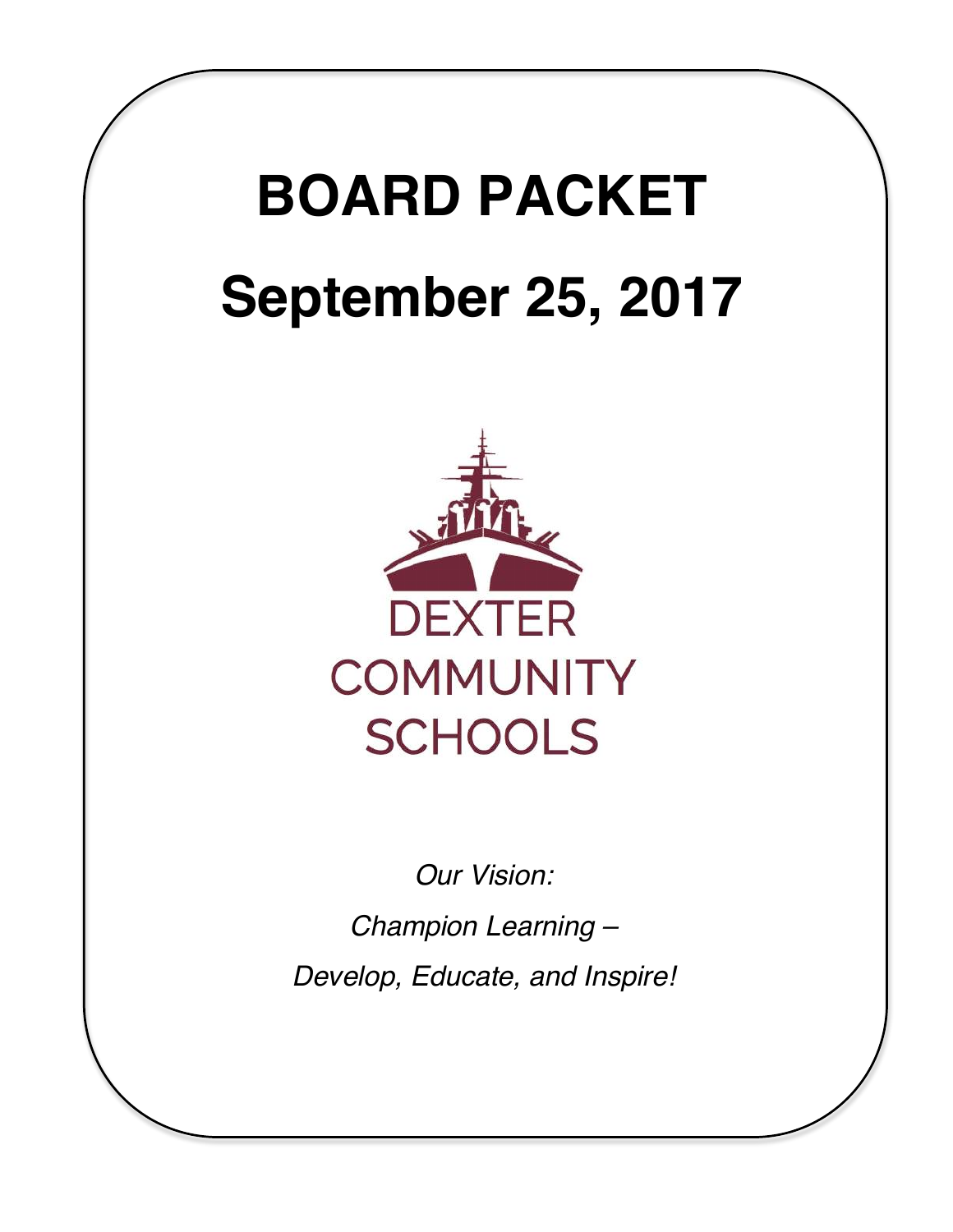# BOARD PACKET

# September 25, 2017

DEXTER COMMUNITY SCHOOLS

*Our Vision:*

*Champion Learning –*

*Develop, Educate, and Inspire!*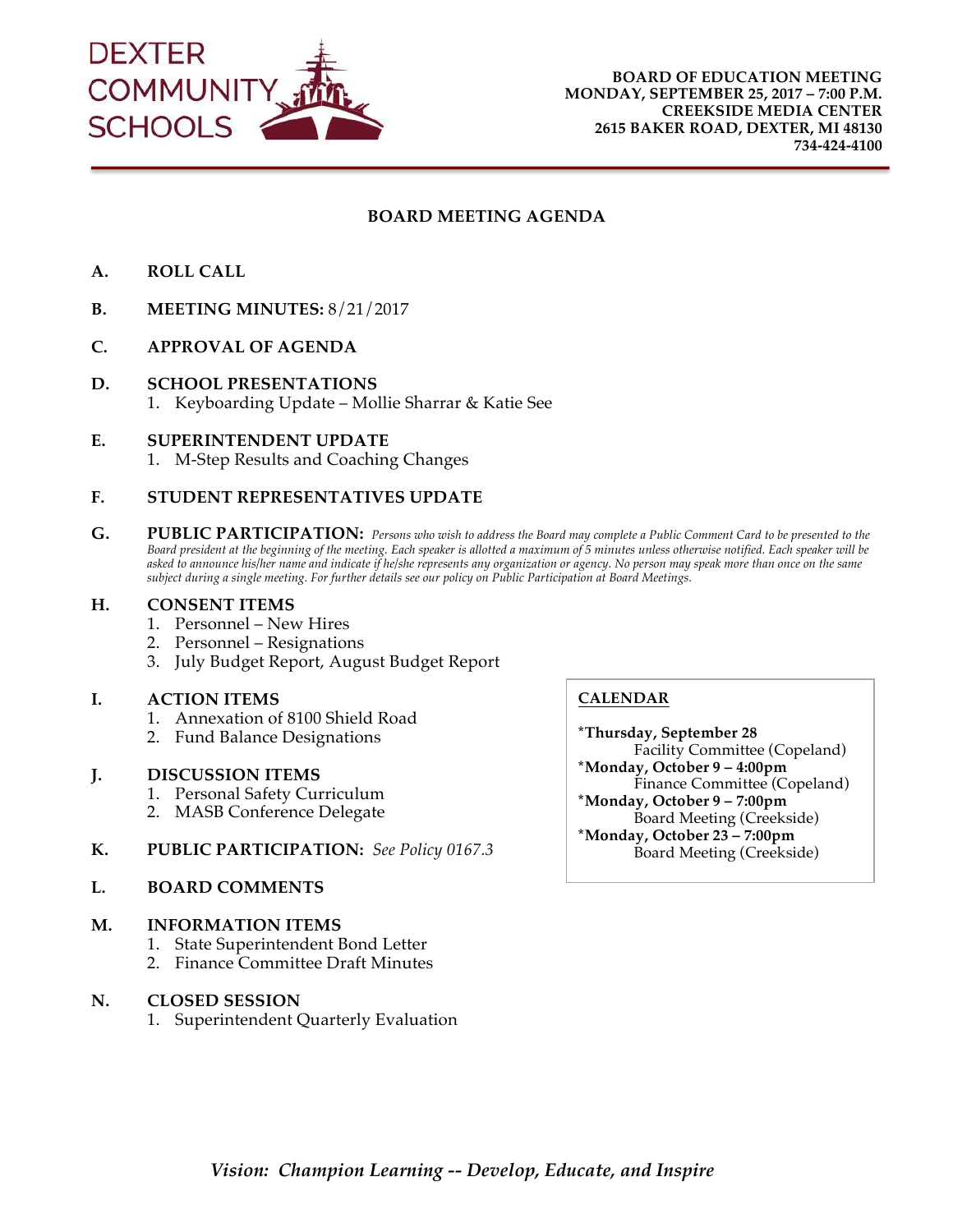**DEXTER COMMUNITY SCHOOLS**

**BOARD OF EDUCATION MEETING**
**MONDAY, SEPTEMBER 25, 2017 – 7:00 P.M.**
**CREEKSIDE MEDIA CENTER**
**2615 BAKER ROAD, DEXTER, MI 48130**
**734-424-4100**

## BOARD MEETING AGENDA

**A. ROLL CALL**

**B. MEETING MINUTES:** 8/21/2017

**C. APPROVAL OF AGENDA**

**D. SCHOOL PRESENTATIONS**
1. Keyboarding Update – Mollie Sharrar & Katie See

**E. SUPERINTENDENT UPDATE**
1. M-Step Results and Coaching Changes

**F. STUDENT REPRESENTATIVES UPDATE**

**G. PUBLIC PARTICIPATION:** *Persons who wish to address the Board may complete a Public Comment Card to be presented to the Board president at the beginning of the meeting. Each speaker is allotted a maximum of 5 minutes unless otherwise notified. Each speaker will be asked to announce his/her name and indicate if he/she represents any organization or agency. No person may speak more than once on the same subject during a single meeting. For further details see our policy on Public Participation at Board Meetings.*

**H. CONSENT ITEMS**
1. Personnel – New Hires
2. Personnel – Resignations
3. July Budget Report, August Budget Report

**I. ACTION ITEMS**
1. Annexation of 8100 Shield Road
2. Fund Balance Designations

**J. DISCUSSION ITEMS**
1. Personal Safety Curriculum
2. MASB Conference Delegate

**K. PUBLIC PARTICIPATION:** *See Policy 0167.3*

**L. BOARD COMMENTS**

**M. INFORMATION ITEMS**
1. State Superintendent Bond Letter
2. Finance Committee Draft Minutes

**N. CLOSED SESSION**
1. Superintendent Quarterly Evaluation

**CALENDAR**

**\*Thursday, September 28**
Facility Committee (Copeland)
**\*Monday, October 9 – 4:00pm**
Finance Committee (Copeland)
**\*Monday, October 9 – 7:00pm**
Board Meeting (Creekside)
**\*Monday, October 23 – 7:00pm**
Board Meeting (Creekside)

*Vision: Champion Learning -- Develop, Educate, and Inspire*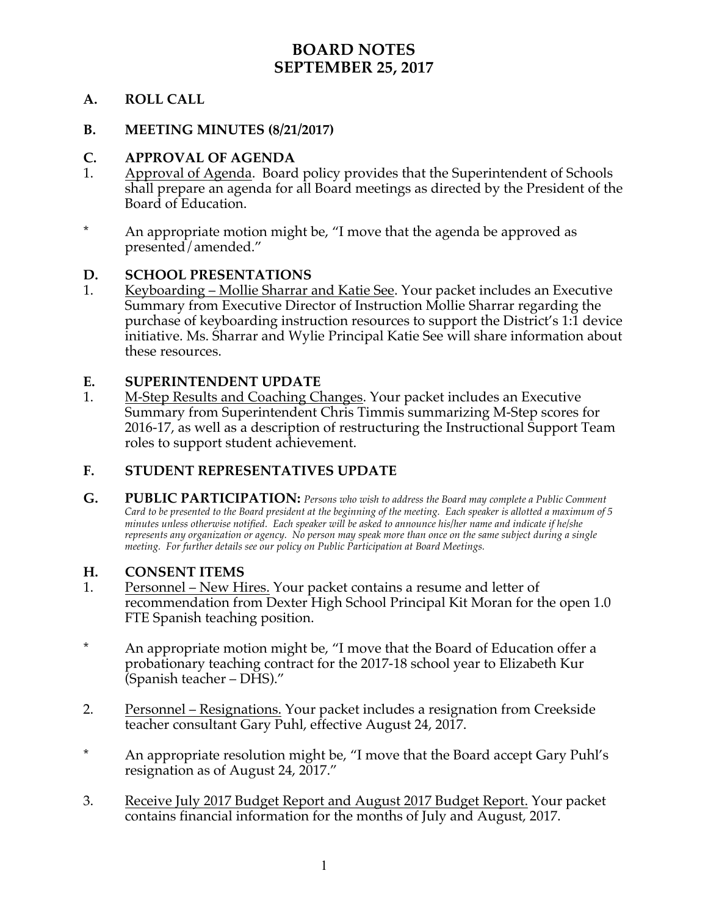# BOARD NOTES
# SEPTEMBER 25, 2017

## A. ROLL CALL

## B. MEETING MINUTES (8/21/2017)

## C. APPROVAL OF AGENDA

1. Approval of Agenda. Board policy provides that the Superintendent of Schools shall prepare an agenda for all Board meetings as directed by the President of the Board of Education.

\* An appropriate motion might be, "I move that the agenda be approved as presented/amended."

## D. SCHOOL PRESENTATIONS

1. Keyboarding – Mollie Sharrar and Katie See. Your packet includes an Executive Summary from Executive Director of Instruction Mollie Sharrar regarding the purchase of keyboarding instruction resources to support the District's 1:1 device initiative. Ms. Sharrar and Wylie Principal Katie See will share information about these resources.

## E. SUPERINTENDENT UPDATE

1. M-Step Results and Coaching Changes. Your packet includes an Executive Summary from Superintendent Chris Timmis summarizing M-Step scores for 2016-17, as well as a description of restructuring the Instructional Support Team roles to support student achievement.

## F. STUDENT REPRESENTATIVES UPDATE

## G. PUBLIC PARTICIPATION:

*Persons who wish to address the Board may complete a Public Comment Card to be presented to the Board president at the beginning of the meeting. Each speaker is allotted a maximum of 5 minutes unless otherwise notified. Each speaker will be asked to announce his/her name and indicate if he/she represents any organization or agency. No person may speak more than once on the same subject during a single meeting. For further details see our policy on Public Participation at Board Meetings.*

## H. CONSENT ITEMS

1. Personnel – New Hires. Your packet contains a resume and letter of recommendation from Dexter High School Principal Kit Moran for the open 1.0 FTE Spanish teaching position.

\* An appropriate motion might be, "I move that the Board of Education offer a probationary teaching contract for the 2017-18 school year to Elizabeth Kur (Spanish teacher – DHS)."

2. Personnel – Resignations. Your packet includes a resignation from Creekside teacher consultant Gary Puhl, effective August 24, 2017.

\* An appropriate resolution might be, "I move that the Board accept Gary Puhl's resignation as of August 24, 2017."

3. Receive July 2017 Budget Report and August 2017 Budget Report. Your packet contains financial information for the months of July and August, 2017.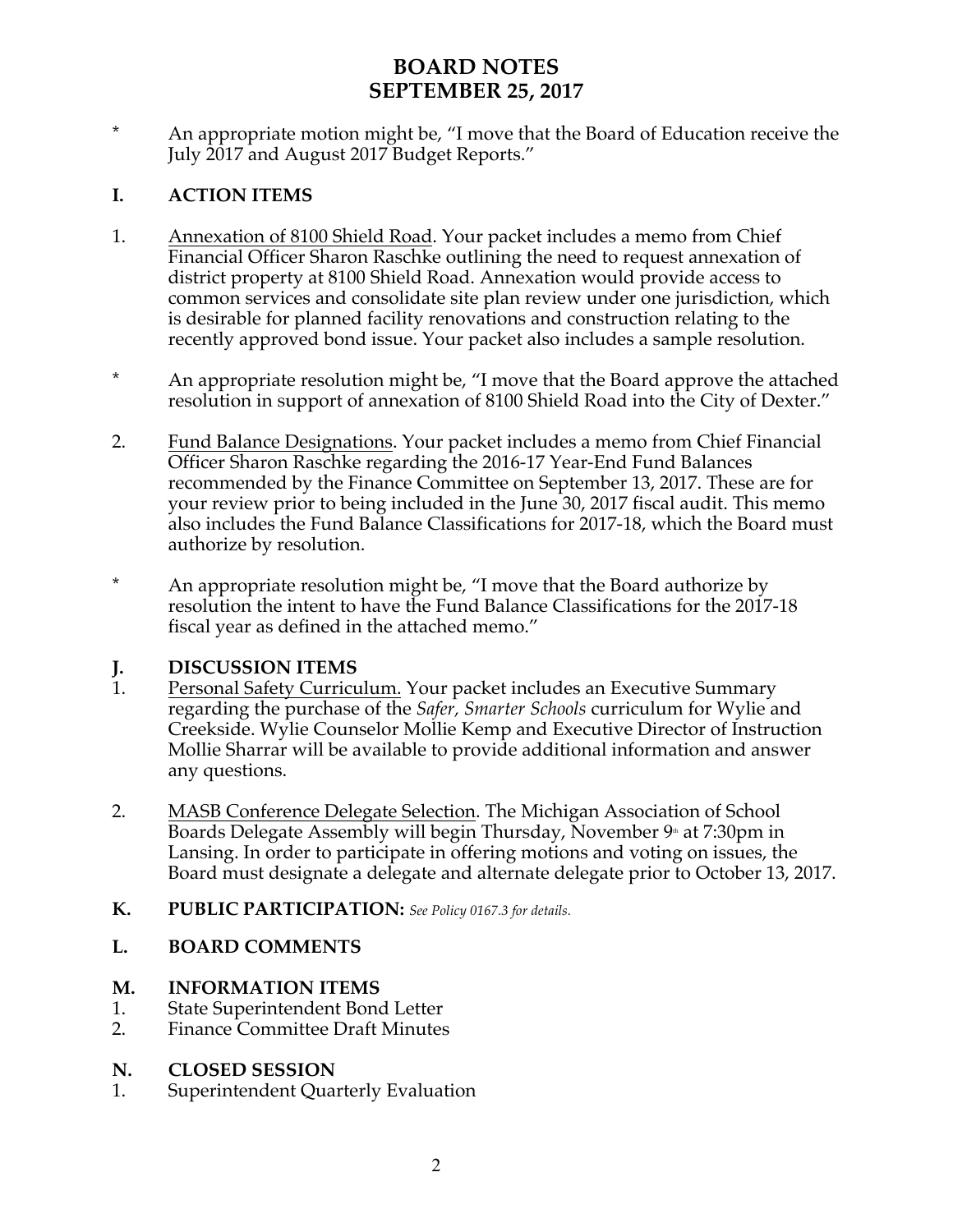# BOARD NOTES
# SEPTEMBER 25, 2017

\* An appropriate motion might be, "I move that the Board of Education receive the July 2017 and August 2017 Budget Reports."

## I. ACTION ITEMS

1. Annexation of 8100 Shield Road. Your packet includes a memo from Chief Financial Officer Sharon Raschke outlining the need to request annexation of district property at 8100 Shield Road. Annexation would provide access to common services and consolidate site plan review under one jurisdiction, which is desirable for planned facility renovations and construction relating to the recently approved bond issue. Your packet also includes a sample resolution.

\* An appropriate resolution might be, "I move that the Board approve the attached resolution in support of annexation of 8100 Shield Road into the City of Dexter."

2. Fund Balance Designations. Your packet includes a memo from Chief Financial Officer Sharon Raschke regarding the 2016-17 Year-End Fund Balances recommended by the Finance Committee on September 13, 2017. These are for your review prior to being included in the June 30, 2017 fiscal audit. This memo also includes the Fund Balance Classifications for 2017-18, which the Board must authorize by resolution.

\* An appropriate resolution might be, "I move that the Board authorize by resolution the intent to have the Fund Balance Classifications for the 2017-18 fiscal year as defined in the attached memo."

## J. DISCUSSION ITEMS

1. Personal Safety Curriculum. Your packet includes an Executive Summary regarding the purchase of the *Safer, Smarter Schools* curriculum for Wylie and Creekside. Wylie Counselor Mollie Kemp and Executive Director of Instruction Mollie Sharrar will be available to provide additional information and answer any questions.

2. MASB Conference Delegate Selection. The Michigan Association of School Boards Delegate Assembly will begin Thursday, November 9th at 7:30pm in Lansing. In order to participate in offering motions and voting on issues, the Board must designate a delegate and alternate delegate prior to October 13, 2017.

## K. PUBLIC PARTICIPATION: *See Policy 0167.3 for details.*

## L. BOARD COMMENTS

## M. INFORMATION ITEMS

1. State Superintendent Bond Letter
2. Finance Committee Draft Minutes

## N. CLOSED SESSION

1. Superintendent Quarterly Evaluation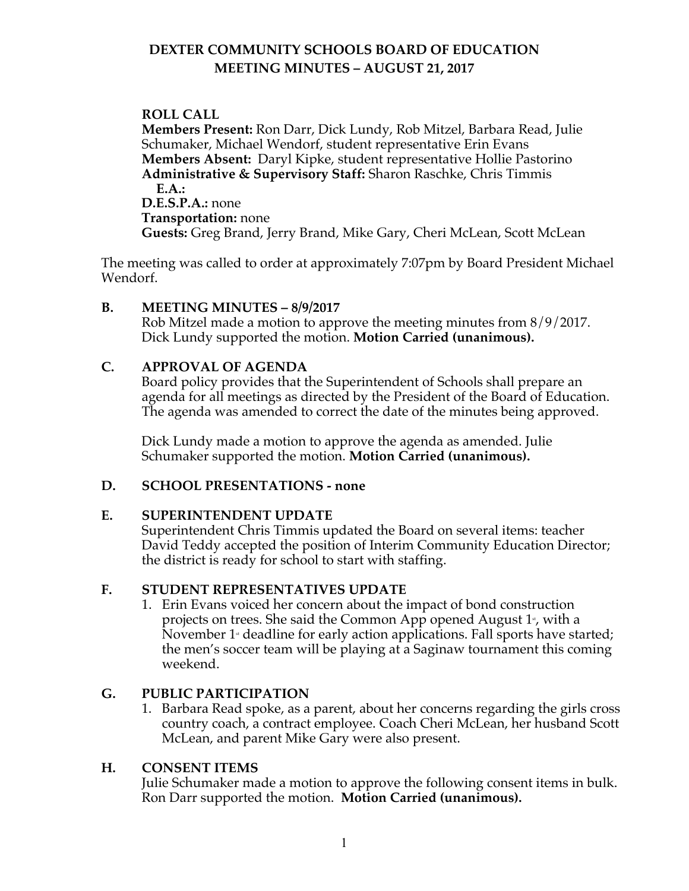# DEXTER COMMUNITY SCHOOLS BOARD OF EDUCATION
## MEETING MINUTES – AUGUST 21, 2017

**ROLL CALL**
**Members Present:** Ron Darr, Dick Lundy, Rob Mitzel, Barbara Read, Julie Schumaker, Michael Wendorf, student representative Erin Evans
**Members Absent:** Daryl Kipke, student representative Hollie Pastorino
**Administrative & Supervisory Staff:** Sharon Raschke, Chris Timmis
**E.A.:**
**D.E.S.P.A.:** none
**Transportation:** none
**Guests:** Greg Brand, Jerry Brand, Mike Gary, Cheri McLean, Scott McLean

The meeting was called to order at approximately 7:07pm by Board President Michael Wendorf.

**B. MEETING MINUTES – 8/9/2017**

Rob Mitzel made a motion to approve the meeting minutes from 8/9/2017. Dick Lundy supported the motion. **Motion Carried (unanimous).**

**C. APPROVAL OF AGENDA**

Board policy provides that the Superintendent of Schools shall prepare an agenda for all meetings as directed by the President of the Board of Education. The agenda was amended to correct the date of the minutes being approved.

Dick Lundy made a motion to approve the agenda as amended. Julie Schumaker supported the motion. **Motion Carried (unanimous).**

**D. SCHOOL PRESENTATIONS - none**

**E. SUPERINTENDENT UPDATE**

Superintendent Chris Timmis updated the Board on several items: teacher David Teddy accepted the position of Interim Community Education Director; the district is ready for school to start with staffing.

**F. STUDENT REPRESENTATIVES UPDATE**

1. Erin Evans voiced her concern about the impact of bond construction projects on trees. She said the Common App opened August 1st, with a November 1st deadline for early action applications. Fall sports have started; the men's soccer team will be playing at a Saginaw tournament this coming weekend.

**G. PUBLIC PARTICIPATION**

1. Barbara Read spoke, as a parent, about her concerns regarding the girls cross country coach, a contract employee. Coach Cheri McLean, her husband Scott McLean, and parent Mike Gary were also present.

**H. CONSENT ITEMS**

Julie Schumaker made a motion to approve the following consent items in bulk. Ron Darr supported the motion. **Motion Carried (unanimous).**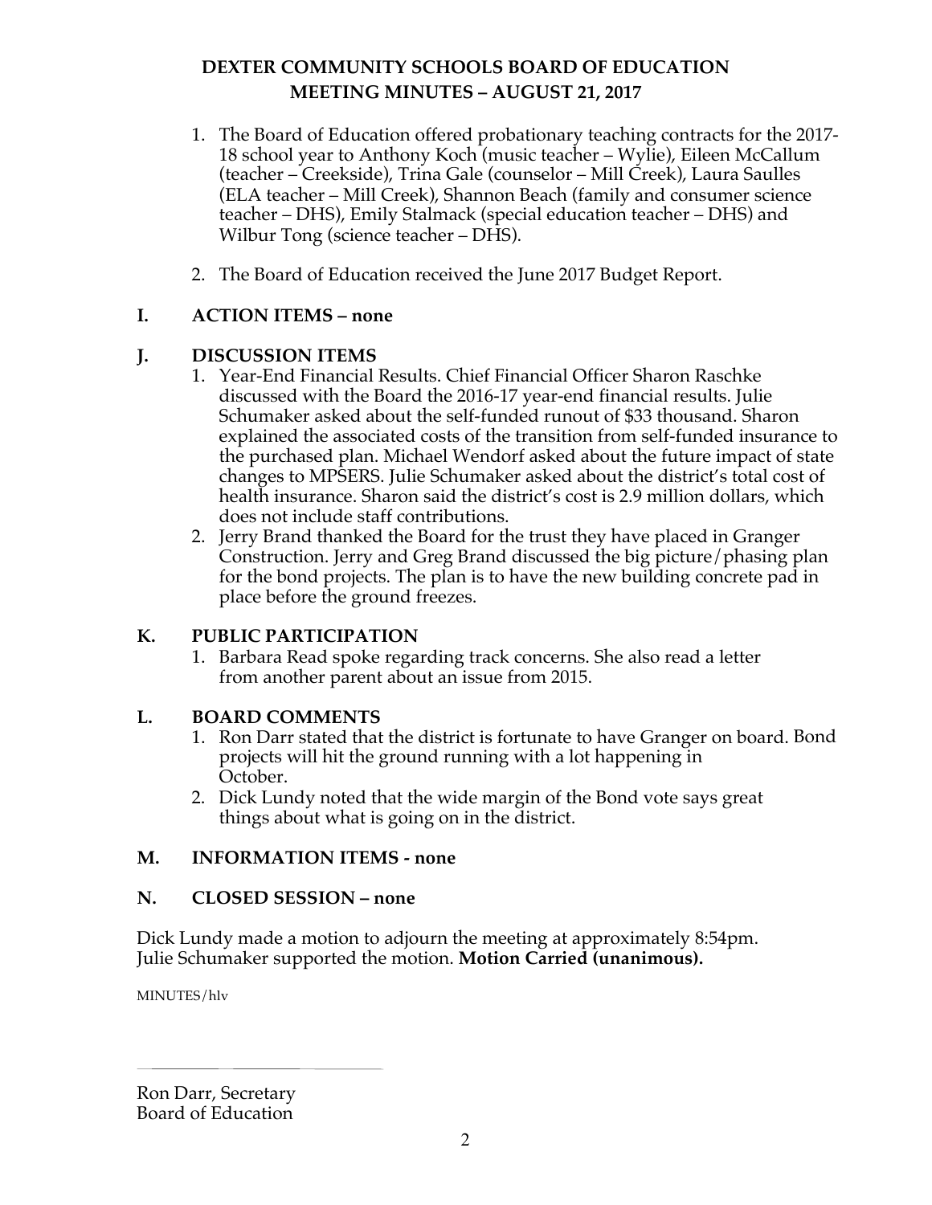# DEXTER COMMUNITY SCHOOLS BOARD OF EDUCATION
## MEETING MINUTES – AUGUST 21, 2017

1. The Board of Education offered probationary teaching contracts for the 2017-18 school year to Anthony Koch (music teacher – Wylie), Eileen McCallum (teacher – Creekside), Trina Gale (counselor – Mill Creek), Laura Saulles (ELA teacher – Mill Creek), Shannon Beach (family and consumer science teacher – DHS), Emily Stalmack (special education teacher – DHS) and Wilbur Tong (science teacher – DHS).

2. The Board of Education received the June 2017 Budget Report.

## I. ACTION ITEMS – none

## J. DISCUSSION ITEMS

1. Year-End Financial Results. Chief Financial Officer Sharon Raschke discussed with the Board the 2016-17 year-end financial results. Julie Schumaker asked about the self-funded runout of $33 thousand. Sharon explained the associated costs of the transition from self-funded insurance to the purchased plan. Michael Wendorf asked about the future impact of state changes to MPSERS. Julie Schumaker asked about the district's total cost of health insurance. Sharon said the district's cost is 2.9 million dollars, which does not include staff contributions.
2. Jerry Brand thanked the Board for the trust they have placed in Granger Construction. Jerry and Greg Brand discussed the big picture/phasing plan for the bond projects. The plan is to have the new building concrete pad in place before the ground freezes.

## K. PUBLIC PARTICIPATION

1. Barbara Read spoke regarding track concerns. She also read a letter from another parent about an issue from 2015.

## L. BOARD COMMENTS

1. Ron Darr stated that the district is fortunate to have Granger on board. Bond projects will hit the ground running with a lot happening in October.
2. Dick Lundy noted that the wide margin of the Bond vote says great things about what is going on in the district.

## M. INFORMATION ITEMS - none

## N. CLOSED SESSION – none

Dick Lundy made a motion to adjourn the meeting at approximately 8:54pm. Julie Schumaker supported the motion. **Motion Carried (unanimous).**

MINUTES/hlv

\_\_\_\_\_\_\_\_\_\_\_\_\_\_\_\_\_\_\_\_\_\_\_\_

Ron Darr, Secretary
Board of Education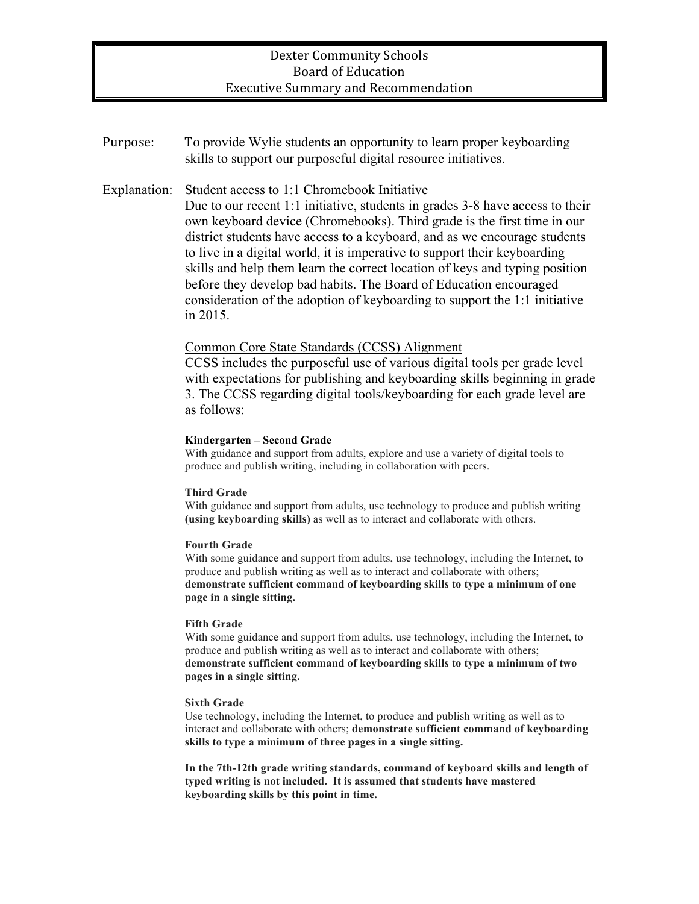# Dexter Community Schools
## Board of Education
## Executive Summary and Recommendation

**Purpose:** To provide Wylie students an opportunity to learn proper keyboarding skills to support our purposeful digital resource initiatives.

**Explanation:**

Student access to 1:1 Chromebook Initiative

Due to our recent 1:1 initiative, students in grades 3-8 have access to their own keyboard device (Chromebooks). Third grade is the first time in our district students have access to a keyboard, and as we encourage students to live in a digital world, it is imperative to support their keyboarding skills and help them learn the correct location of keys and typing position before they develop bad habits. The Board of Education encouraged consideration of the adoption of keyboarding to support the 1:1 initiative in 2015.

Common Core State Standards (CCSS) Alignment

CCSS includes the purposeful use of various digital tools per grade level with expectations for publishing and keyboarding skills beginning in grade 3. The CCSS regarding digital tools/keyboarding for each grade level are as follows:

**Kindergarten – Second Grade**
With guidance and support from adults, explore and use a variety of digital tools to produce and publish writing, including in collaboration with peers.

**Third Grade**
With guidance and support from adults, use technology to produce and publish writing **(using keyboarding skills)** as well as to interact and collaborate with others.

**Fourth Grade**
With some guidance and support from adults, use technology, including the Internet, to produce and publish writing as well as to interact and collaborate with others; **demonstrate sufficient command of keyboarding skills to type a minimum of one page in a single sitting.**

**Fifth Grade**
With some guidance and support from adults, use technology, including the Internet, to produce and publish writing as well as to interact and collaborate with others; **demonstrate sufficient command of keyboarding skills to type a minimum of two pages in a single sitting.**

**Sixth Grade**
Use technology, including the Internet, to produce and publish writing as well as to interact and collaborate with others; **demonstrate sufficient command of keyboarding skills to type a minimum of three pages in a single sitting.**

**In the 7th-12th grade writing standards, command of keyboard skills and length of typed writing is not included. It is assumed that students have mastered keyboarding skills by this point in time.**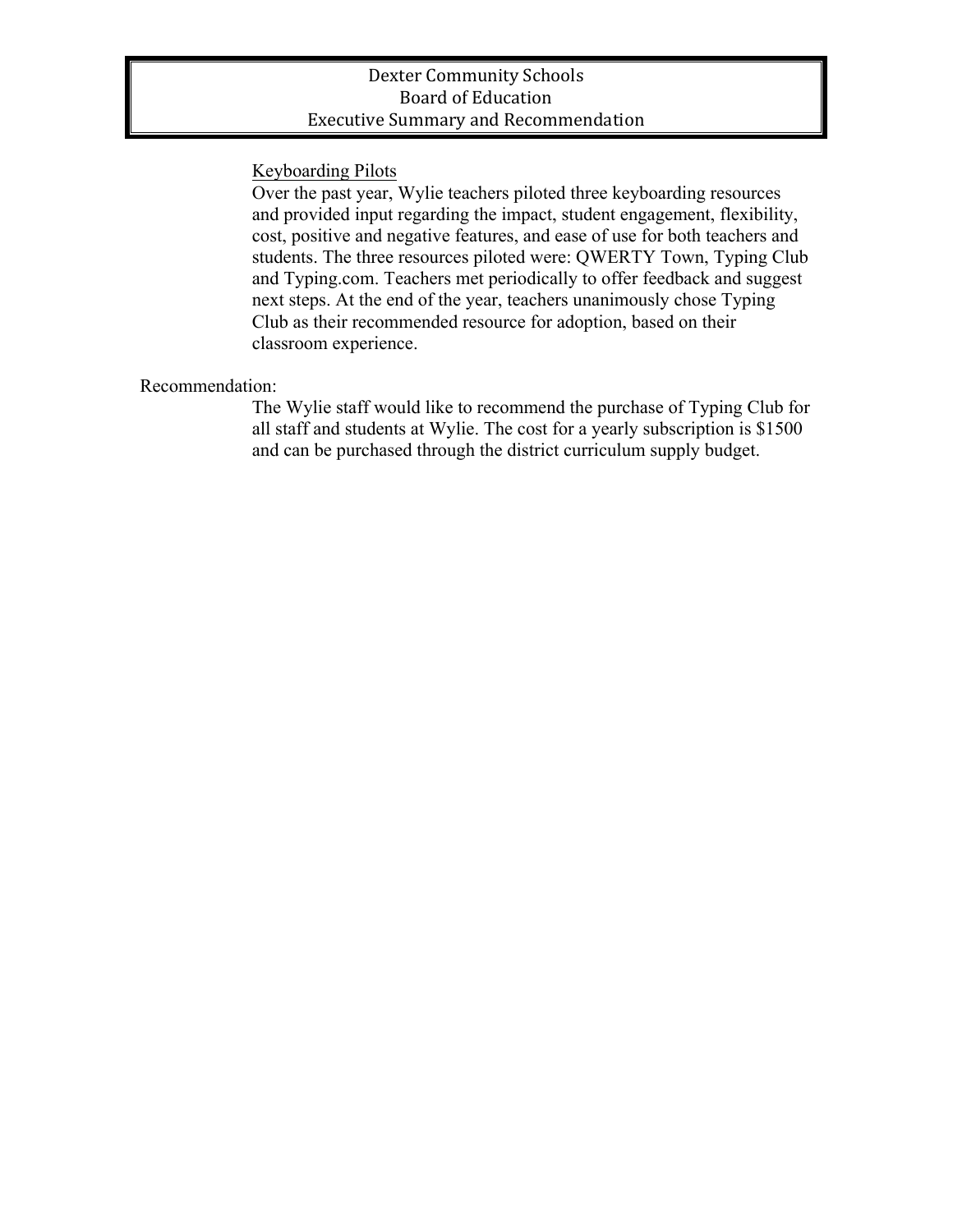Dexter Community Schools
Board of Education
Executive Summary and Recommendation

<u>Keyboarding Pilots</u>

Over the past year, Wylie teachers piloted three keyboarding resources and provided input regarding the impact, student engagement, flexibility, cost, positive and negative features, and ease of use for both teachers and students. The three resources piloted were: QWERTY Town, Typing Club and Typing.com. Teachers met periodically to offer feedback and suggest next steps. At the end of the year, teachers unanimously chose Typing Club as their recommended resource for adoption, based on their classroom experience.

Recommendation:

The Wylie staff would like to recommend the purchase of Typing Club for all staff and students at Wylie. The cost for a yearly subscription is $1500 and can be purchased through the district curriculum supply budget.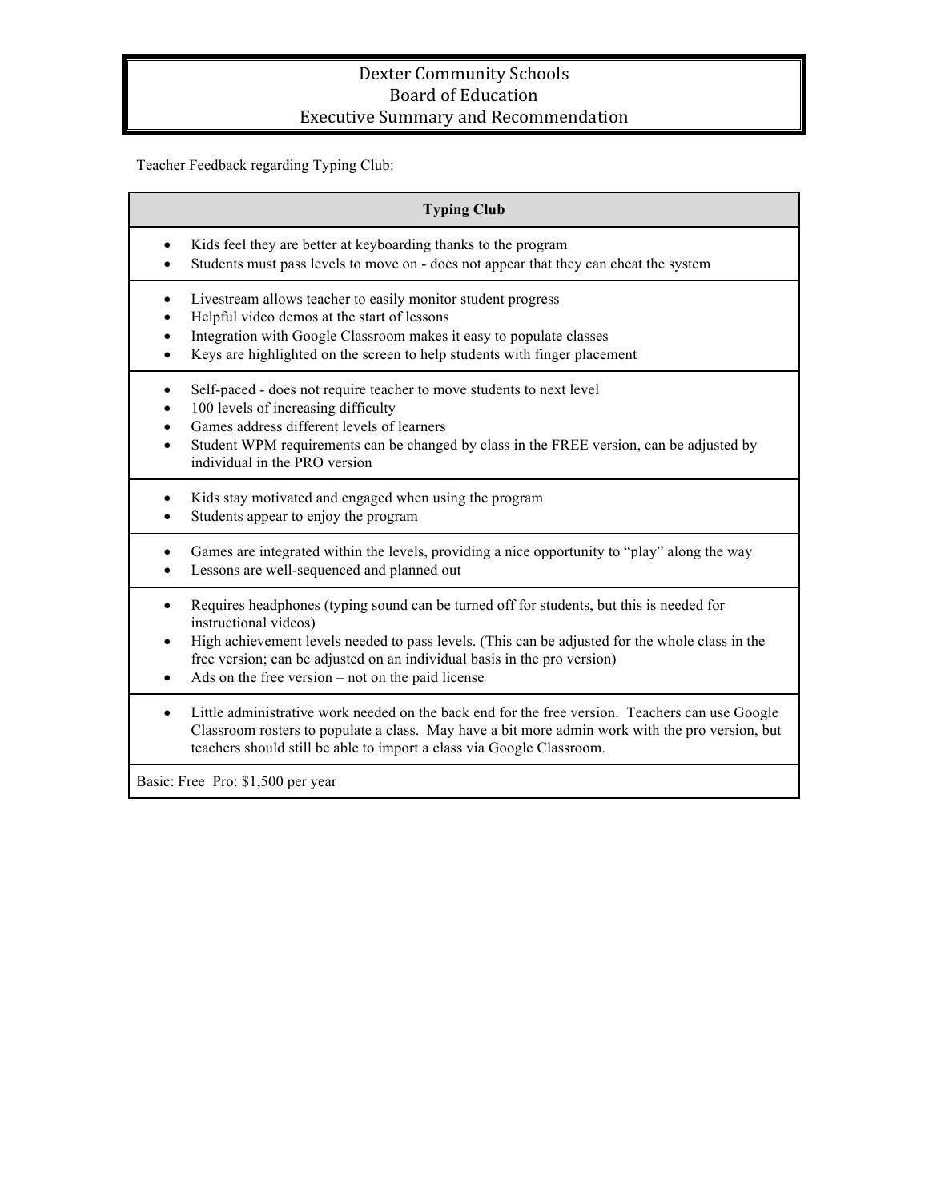# Dexter Community Schools
## Board of Education
## Executive Summary and Recommendation

Teacher Feedback regarding Typing Club:

| Typing Club |
|---|
| • Kids feel they are better at keyboarding thanks to the program<br>• Students must pass levels to move on - does not appear that they can cheat the system |
| • Livestream allows teacher to easily monitor student progress<br>• Helpful video demos at the start of lessons<br>• Integration with Google Classroom makes it easy to populate classes<br>• Keys are highlighted on the screen to help students with finger placement |
| • Self-paced - does not require teacher to move students to next level<br>• 100 levels of increasing difficulty<br>• Games address different levels of learners<br>• Student WPM requirements can be changed by class in the FREE version, can be adjusted by individual in the PRO version |
| • Kids stay motivated and engaged when using the program<br>• Students appear to enjoy the program |
| • Games are integrated within the levels, providing a nice opportunity to "play" along the way<br>• Lessons are well-sequenced and planned out |
| • Requires headphones (typing sound can be turned off for students, but this is needed for instructional videos)<br>• High achievement levels needed to pass levels. (This can be adjusted for the whole class in the free version; can be adjusted on an individual basis in the pro version)<br>• Ads on the free version – not on the paid license |
| • Little administrative work needed on the back end for the free version. Teachers can use Google Classroom rosters to populate a class. May have a bit more admin work with the pro version, but teachers should still be able to import a class via Google Classroom. |
| Basic: Free Pro: $1,500 per year |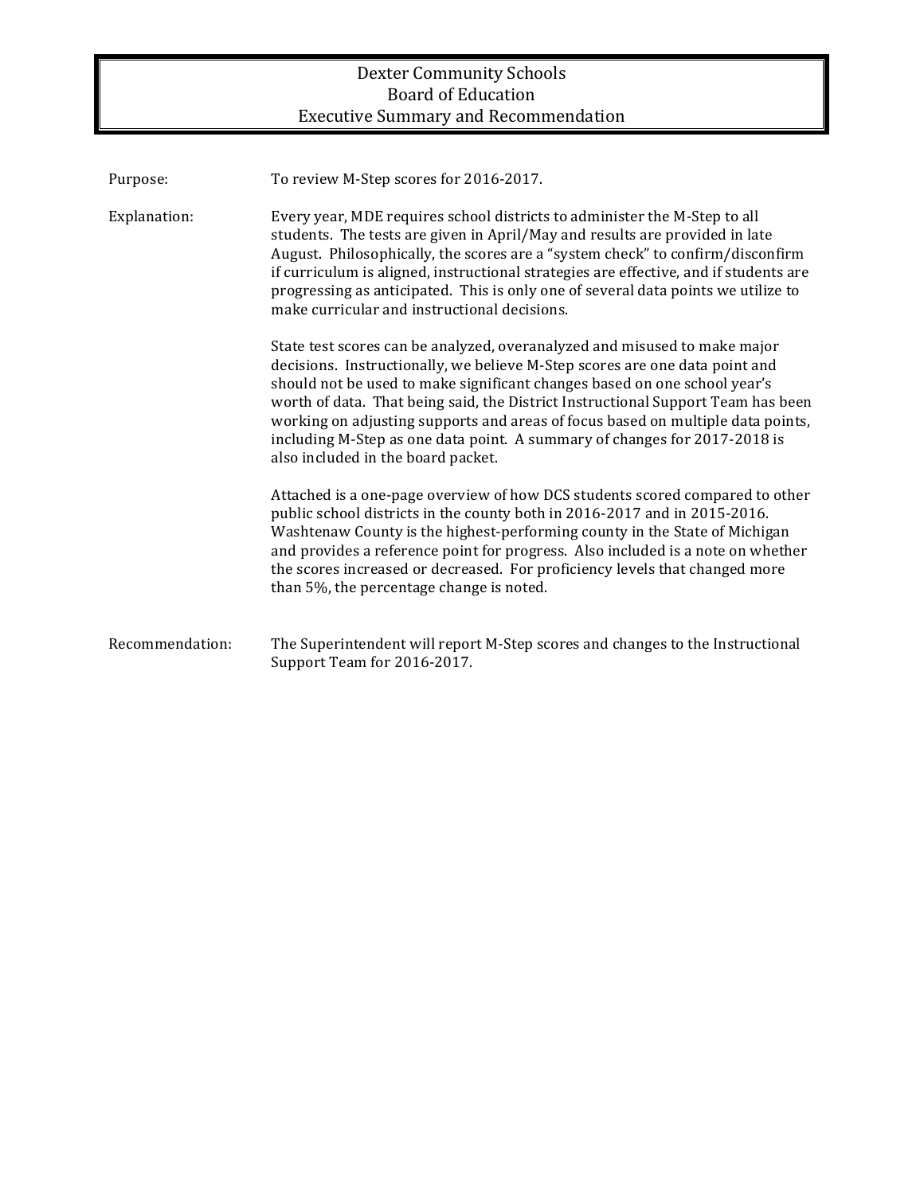# Dexter Community Schools
## Board of Education
## Executive Summary and Recommendation

**Purpose:** To review M-Step scores for 2016-2017.

**Explanation:** Every year, MDE requires school districts to administer the M-Step to all students. The tests are given in April/May and results are provided in late August. Philosophically, the scores are a "system check" to confirm/disconfirm if curriculum is aligned, instructional strategies are effective, and if students are progressing as anticipated. This is only one of several data points we utilize to make curricular and instructional decisions.

State test scores can be analyzed, overanalyzed and misused to make major decisions. Instructionally, we believe M-Step scores are one data point and should not be used to make significant changes based on one school year's worth of data. That being said, the District Instructional Support Team has been working on adjusting supports and areas of focus based on multiple data points, including M-Step as one data point. A summary of changes for 2017-2018 is also included in the board packet.

Attached is a one-page overview of how DCS students scored compared to other public school districts in the county both in 2016-2017 and in 2015-2016. Washtenaw County is the highest-performing county in the State of Michigan and provides a reference point for progress. Also included is a note on whether the scores increased or decreased. For proficiency levels that changed more than 5%, the percentage change is noted.

**Recommendation:** The Superintendent will report M-Step scores and changes to the Instructional Support Team for 2016-2017.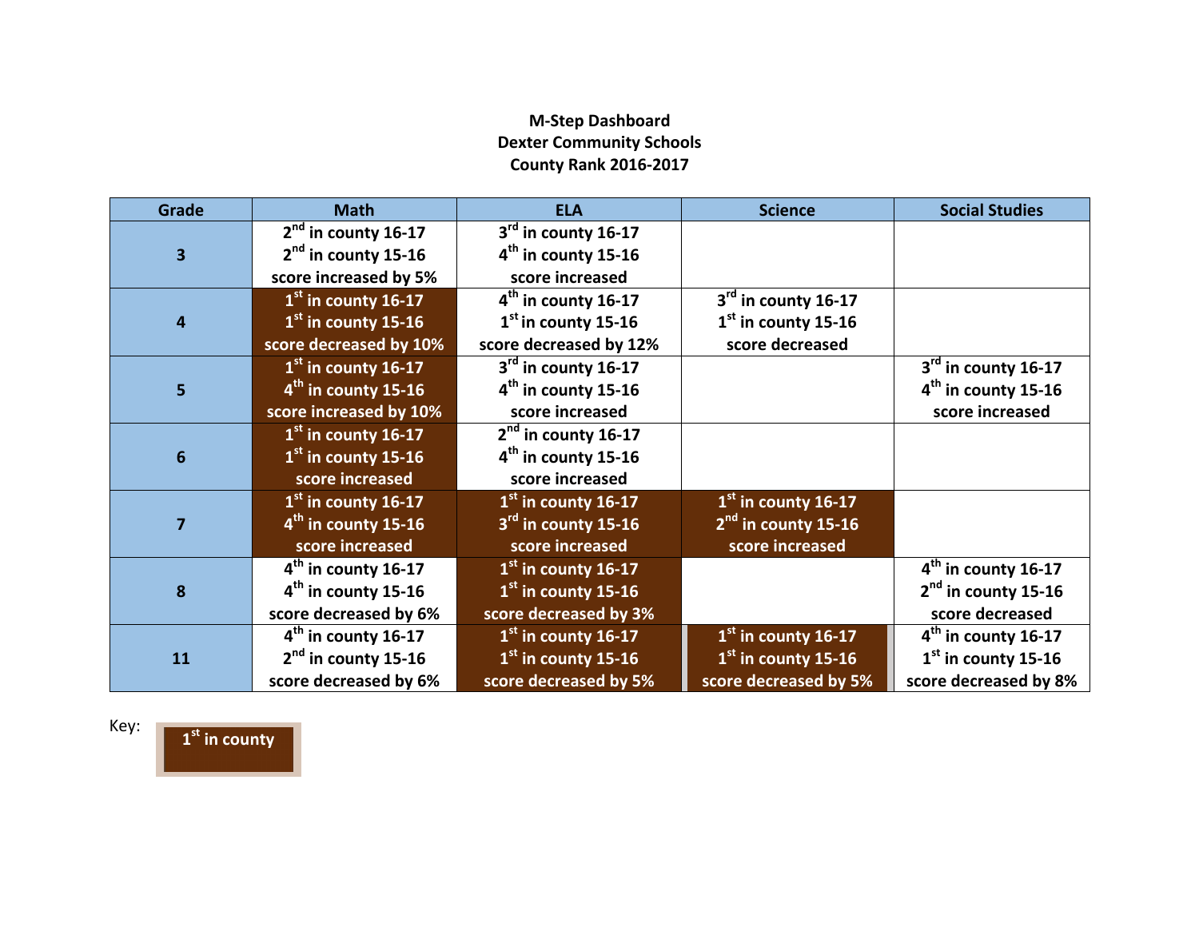**M-Step Dashboard**
**Dexter Community Schools**
**County Rank 2016-2017**

| Grade | Math | ELA | Science | Social Studies |
|---|---|---|---|---|
| 3 | 2nd in county 16-17<br>2nd in county 15-16<br>score increased by 5% | 3rd in county 16-17<br>4th in county 15-16<br>score increased | | |
| 4 | 1st in county 16-17<br>1st in county 15-16<br>score decreased by 10% | 4th in county 16-17<br>1st in county 15-16<br>score decreased by 12% | 3rd in county 16-17<br>1st in county 15-16<br>score decreased | |
| 5 | 1st in county 16-17<br>4th in county 15-16<br>score increased by 10% | 3rd in county 16-17<br>4th in county 15-16<br>score increased | | 3rd in county 16-17<br>4th in county 15-16<br>score increased |
| 6 | 1st in county 16-17<br>1st in county 15-16<br>score increased | 2nd in county 16-17<br>4th in county 15-16<br>score increased | | |
| 7 | 1st in county 16-17<br>4th in county 15-16<br>score increased | 1st in county 16-17<br>3rd in county 15-16<br>score increased | 1st in county 16-17<br>2nd in county 15-16<br>score increased | |
| 8 | 4th in county 16-17<br>4th in county 15-16<br>score decreased by 6% | 1st in county 16-17<br>1st in county 15-16<br>score decreased by 3% | | 4th in county 16-17<br>2nd in county 15-16<br>score decreased |
| 11 | 4th in county 16-17<br>2nd in county 15-16<br>score decreased by 6% | 1st in county 16-17<br>1st in county 15-16<br>score decreased by 5% | 1st in county 16-17<br>1st in county 15-16<br>score decreased by 5% | 4th in county 16-17<br>1st in county 15-16<br>score decreased by 8% |

Key: 1st in county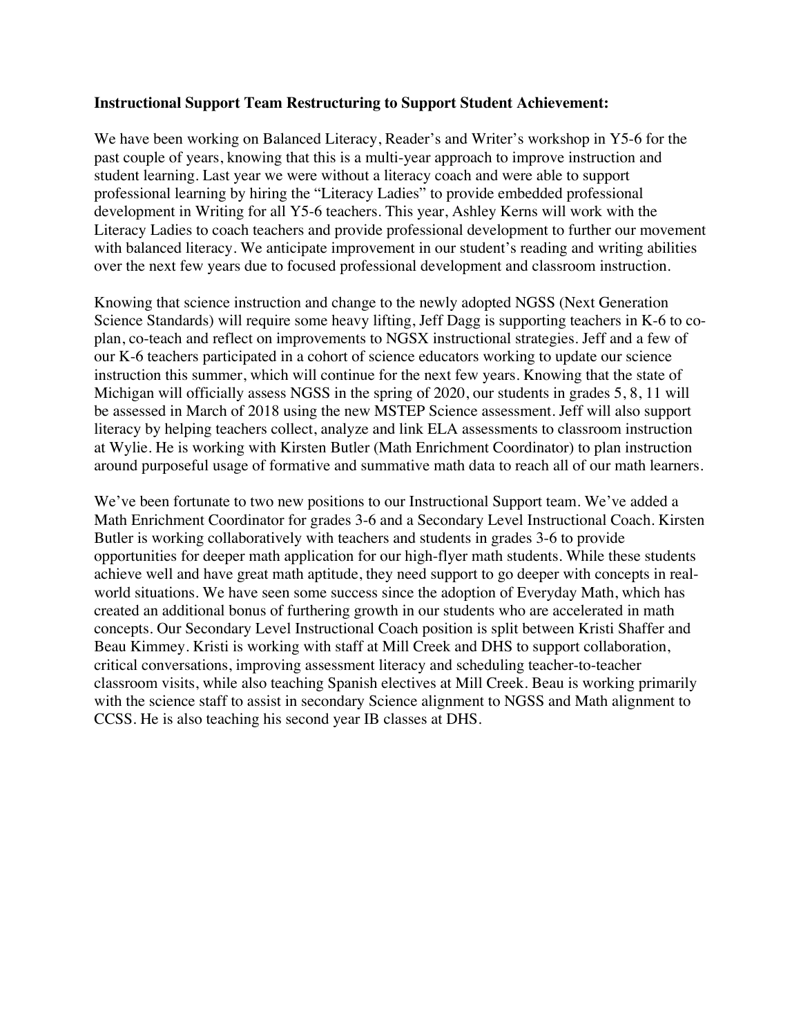**Instructional Support Team Restructuring to Support Student Achievement:**

We have been working on Balanced Literacy, Reader's and Writer's workshop in Y5-6 for the past couple of years, knowing that this is a multi-year approach to improve instruction and student learning. Last year we were without a literacy coach and were able to support professional learning by hiring the "Literacy Ladies" to provide embedded professional development in Writing for all Y5-6 teachers. This year, Ashley Kerns will work with the Literacy Ladies to coach teachers and provide professional development to further our movement with balanced literacy. We anticipate improvement in our student's reading and writing abilities over the next few years due to focused professional development and classroom instruction.

Knowing that science instruction and change to the newly adopted NGSS (Next Generation Science Standards) will require some heavy lifting, Jeff Dagg is supporting teachers in K-6 to co-plan, co-teach and reflect on improvements to NGSX instructional strategies. Jeff and a few of our K-6 teachers participated in a cohort of science educators working to update our science instruction this summer, which will continue for the next few years. Knowing that the state of Michigan will officially assess NGSS in the spring of 2020, our students in grades 5, 8, 11 will be assessed in March of 2018 using the new MSTEP Science assessment. Jeff will also support literacy by helping teachers collect, analyze and link ELA assessments to classroom instruction at Wylie. He is working with Kirsten Butler (Math Enrichment Coordinator) to plan instruction around purposeful usage of formative and summative math data to reach all of our math learners.

We've been fortunate to two new positions to our Instructional Support team. We've added a Math Enrichment Coordinator for grades 3-6 and a Secondary Level Instructional Coach. Kirsten Butler is working collaboratively with teachers and students in grades 3-6 to provide opportunities for deeper math application for our high-flyer math students. While these students achieve well and have great math aptitude, they need support to go deeper with concepts in real-world situations. We have seen some success since the adoption of Everyday Math, which has created an additional bonus of furthering growth in our students who are accelerated in math concepts. Our Secondary Level Instructional Coach position is split between Kristi Shaffer and Beau Kimmey. Kristi is working with staff at Mill Creek and DHS to support collaboration, critical conversations, improving assessment literacy and scheduling teacher-to-teacher classroom visits, while also teaching Spanish electives at Mill Creek. Beau is working primarily with the science staff to assist in secondary Science alignment to NGSS and Math alignment to CCSS. He is also teaching his second year IB classes at DHS.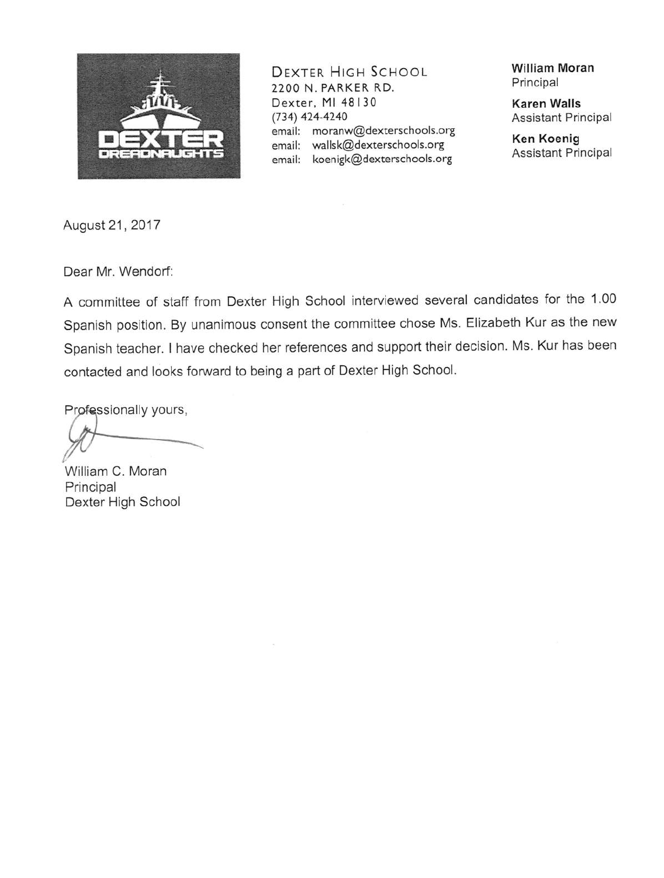**DEXTER HIGH SCHOOL**
2200 N. PARKER RD.
Dexter, MI 48130
(734) 424-4240
email: moranw@dexterschools.org
email: wallsk@dexterschools.org
email: koenigk@dexterschools.org

**William Moran**
Principal

**Karen Walls**
Assistant Principal

**Ken Koenig**
Assistant Principal

August 21, 2017

Dear Mr. Wendorf:

A committee of staff from Dexter High School interviewed several candidates for the 1.00 Spanish position. By unanimous consent the committee chose Ms. Elizabeth Kur as the new Spanish teacher. I have checked her references and support their decision. Ms. Kur has been contacted and looks forward to being a part of Dexter High School.

Professionally yours,

William C. Moran
Principal
Dexter High School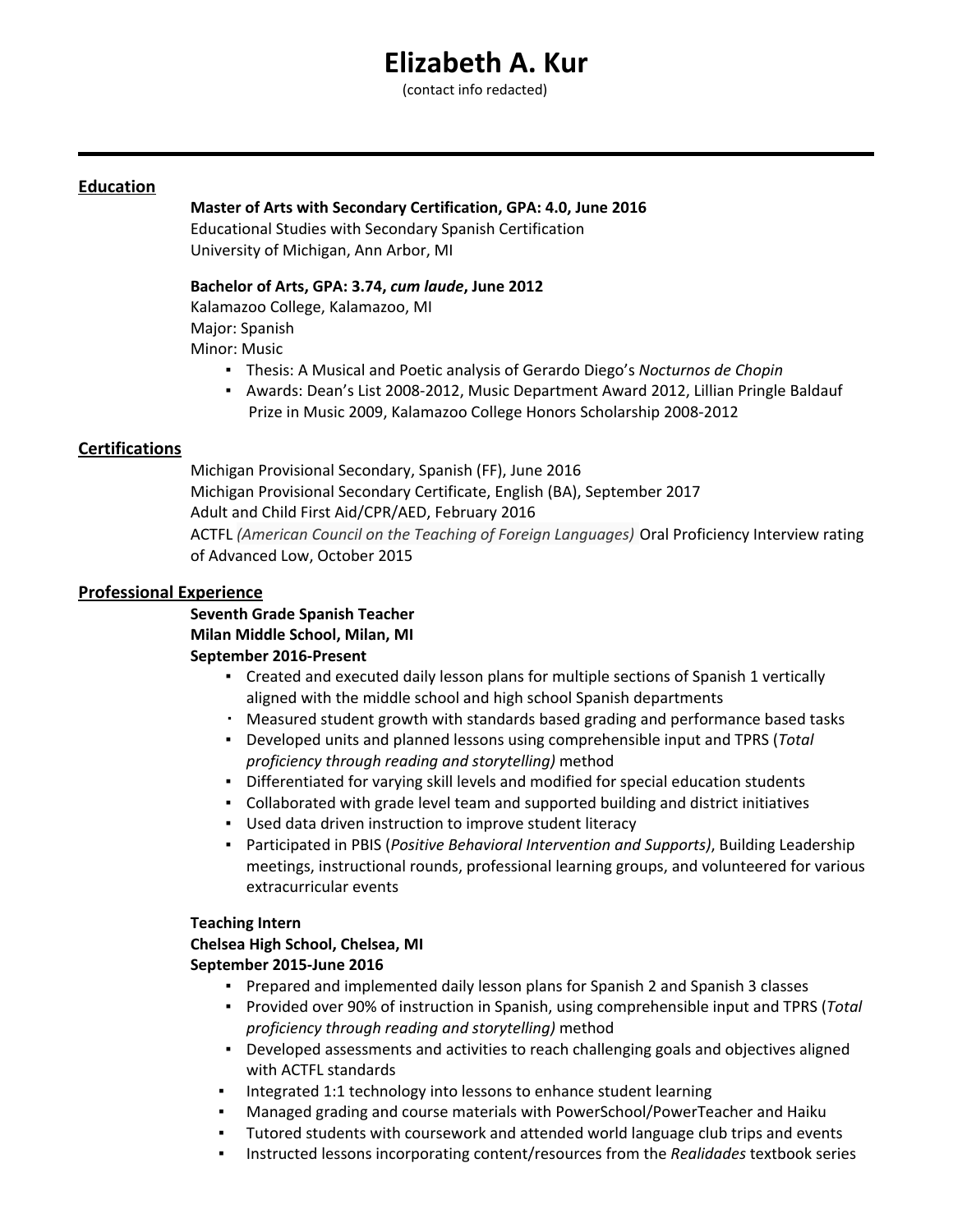# Elizabeth A. Kur

(contact info redacted)

---

## Education

**Master of Arts with Secondary Certification, GPA: 4.0, June 2016**
Educational Studies with Secondary Spanish Certification
University of Michigan, Ann Arbor, MI

**Bachelor of Arts, GPA: 3.74, *cum laude*, June 2012**
Kalamazoo College, Kalamazoo, MI
Major: Spanish
Minor: Music

- Thesis: A Musical and Poetic analysis of Gerardo Diego's *Nocturnos de Chopin*
- Awards: Dean's List 2008-2012, Music Department Award 2012, Lillian Pringle Baldauf Prize in Music 2009, Kalamazoo College Honors Scholarship 2008-2012

## Certifications

Michigan Provisional Secondary, Spanish (FF), June 2016
Michigan Provisional Secondary Certificate, English (BA), September 2017
Adult and Child First Aid/CPR/AED, February 2016
ACTFL *(American Council on the Teaching of Foreign Languages)* Oral Proficiency Interview rating of Advanced Low, October 2015

## Professional Experience

**Seventh Grade Spanish Teacher**
**Milan Middle School, Milan, MI**
**September 2016-Present**

- Created and executed daily lesson plans for multiple sections of Spanish 1 vertically aligned with the middle school and high school Spanish departments
- Measured student growth with standards based grading and performance based tasks
- Developed units and planned lessons using comprehensible input and TPRS (*Total proficiency through reading and storytelling)* method
- Differentiated for varying skill levels and modified for special education students
- Collaborated with grade level team and supported building and district initiatives
- Used data driven instruction to improve student literacy
- Participated in PBIS (*Positive Behavioral Intervention and Supports)*, Building Leadership meetings, instructional rounds, professional learning groups, and volunteered for various extracurricular events

**Teaching Intern**
**Chelsea High School, Chelsea, MI**
**September 2015-June 2016**

- Prepared and implemented daily lesson plans for Spanish 2 and Spanish 3 classes
- Provided over 90% of instruction in Spanish, using comprehensible input and TPRS (*Total proficiency through reading and storytelling)* method
- Developed assessments and activities to reach challenging goals and objectives aligned with ACTFL standards
- Integrated 1:1 technology into lessons to enhance student learning
- Managed grading and course materials with PowerSchool/PowerTeacher and Haiku
- Tutored students with coursework and attended world language club trips and events
- Instructed lessons incorporating content/resources from the *Realidades* textbook series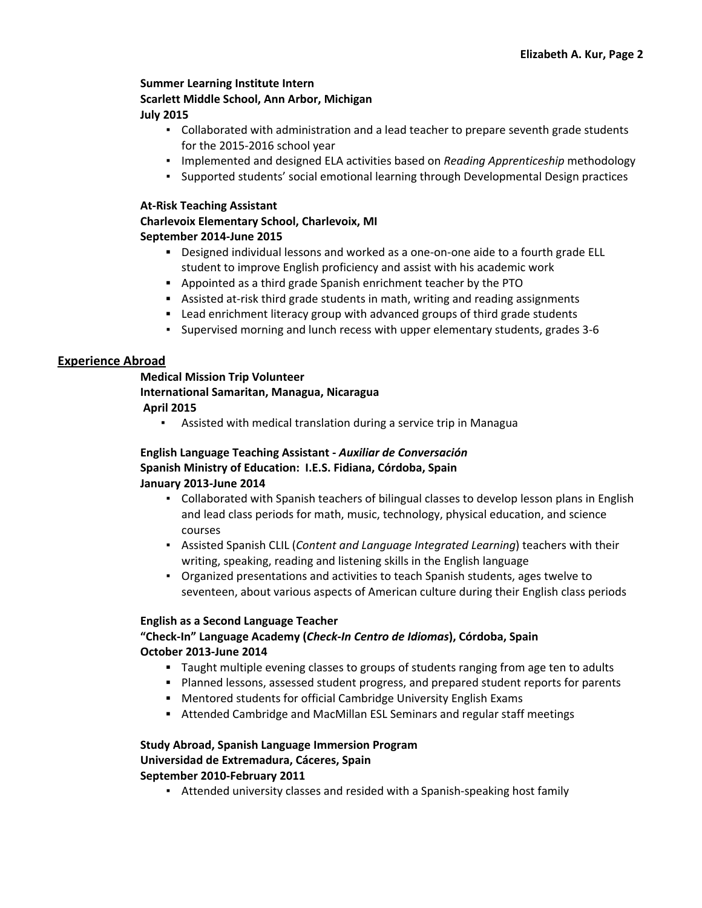**Summer Learning Institute Intern**
**Scarlett Middle School, Ann Arbor, Michigan**
**July 2015**

- Collaborated with administration and a lead teacher to prepare seventh grade students for the 2015-2016 school year
- Implemented and designed ELA activities based on *Reading Apprenticeship* methodology
- Supported students' social emotional learning through Developmental Design practices

**At-Risk Teaching Assistant**
**Charlevoix Elementary School, Charlevoix, MI**
**September 2014-June 2015**

- Designed individual lessons and worked as a one-on-one aide to a fourth grade ELL student to improve English proficiency and assist with his academic work
- Appointed as a third grade Spanish enrichment teacher by the PTO
- Assisted at-risk third grade students in math, writing and reading assignments
- Lead enrichment literacy group with advanced groups of third grade students
- Supervised morning and lunch recess with upper elementary students, grades 3-6

## Experience Abroad

**Medical Mission Trip Volunteer**
**International Samaritan, Managua, Nicaragua**
**April 2015**

- Assisted with medical translation during a service trip in Managua

**English Language Teaching Assistant - *Auxiliar de Conversación***
**Spanish Ministry of Education: I.E.S. Fidiana, Córdoba, Spain**
**January 2013-June 2014**

- Collaborated with Spanish teachers of bilingual classes to develop lesson plans in English and lead class periods for math, music, technology, physical education, and science courses
- Assisted Spanish CLIL (*Content and Language Integrated Learning*) teachers with their writing, speaking, reading and listening skills in the English language
- Organized presentations and activities to teach Spanish students, ages twelve to seventeen, about various aspects of American culture during their English class periods

**English as a Second Language Teacher**
**"Check-In" Language Academy (*Check-In Centro de Idiomas*), Córdoba, Spain**
**October 2013-June 2014**

- Taught multiple evening classes to groups of students ranging from age ten to adults
- Planned lessons, assessed student progress, and prepared student reports for parents
- Mentored students for official Cambridge University English Exams
- Attended Cambridge and MacMillan ESL Seminars and regular staff meetings

**Study Abroad, Spanish Language Immersion Program**
**Universidad de Extremadura, Cáceres, Spain**
**September 2010-February 2011**

- Attended university classes and resided with a Spanish-speaking host family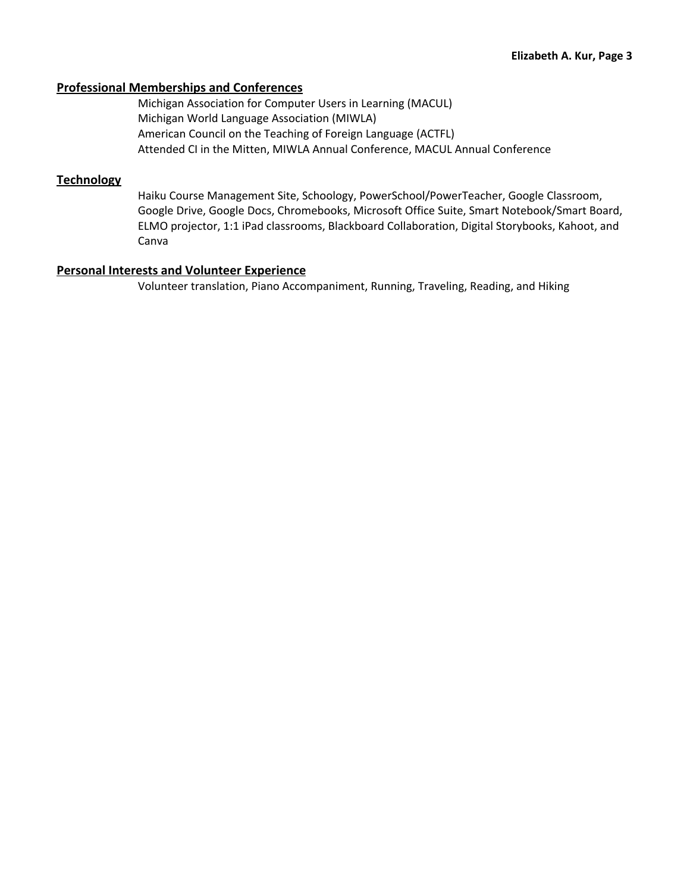## Professional Memberships and Conferences

Michigan Association for Computer Users in Learning (MACUL)
Michigan World Language Association (MIWLA)
American Council on the Teaching of Foreign Language (ACTFL)
Attended CI in the Mitten, MIWLA Annual Conference, MACUL Annual Conference

## Technology

Haiku Course Management Site, Schoology, PowerSchool/PowerTeacher, Google Classroom, Google Drive, Google Docs, Chromebooks, Microsoft Office Suite, Smart Notebook/Smart Board, ELMO projector, 1:1 iPad classrooms, Blackboard Collaboration, Digital Storybooks, Kahoot, and Canva

## Personal Interests and Volunteer Experience

Volunteer translation, Piano Accompaniment, Running, Traveling, Reading, and Hiking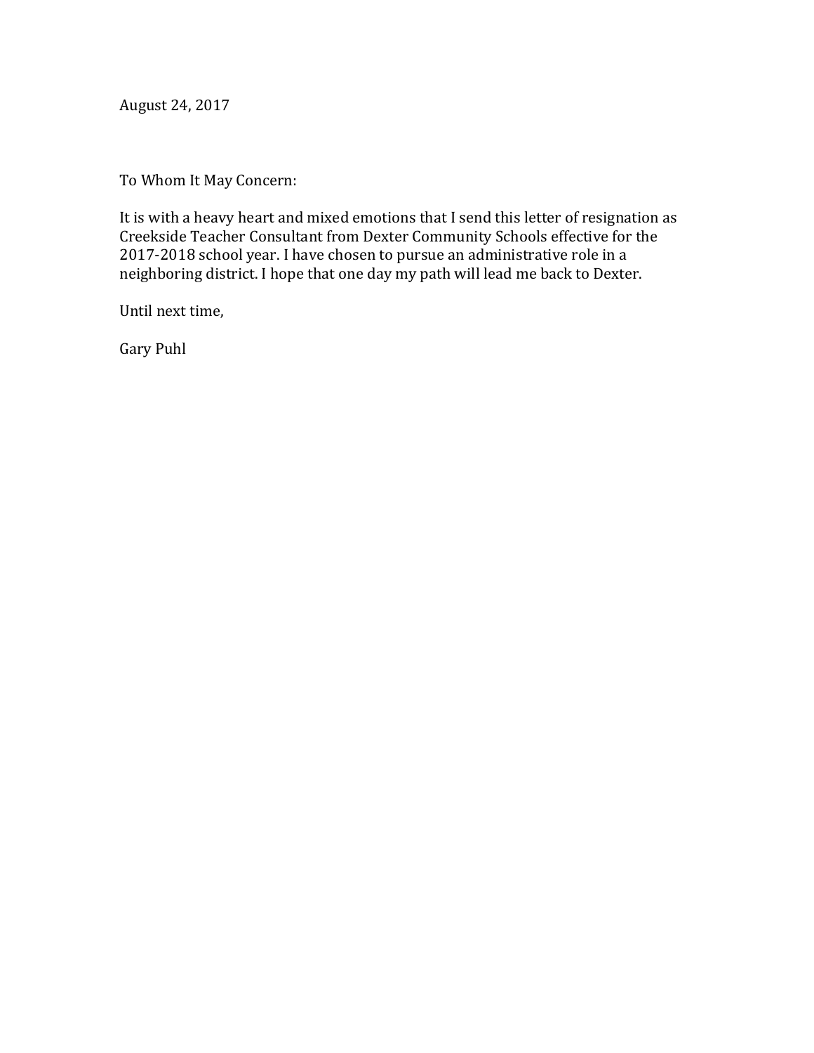August 24, 2017

To Whom It May Concern:

It is with a heavy heart and mixed emotions that I send this letter of resignation as Creekside Teacher Consultant from Dexter Community Schools effective for the 2017-2018 school year. I have chosen to pursue an administrative role in a neighboring district. I hope that one day my path will lead me back to Dexter.

Until next time,

Gary Puhl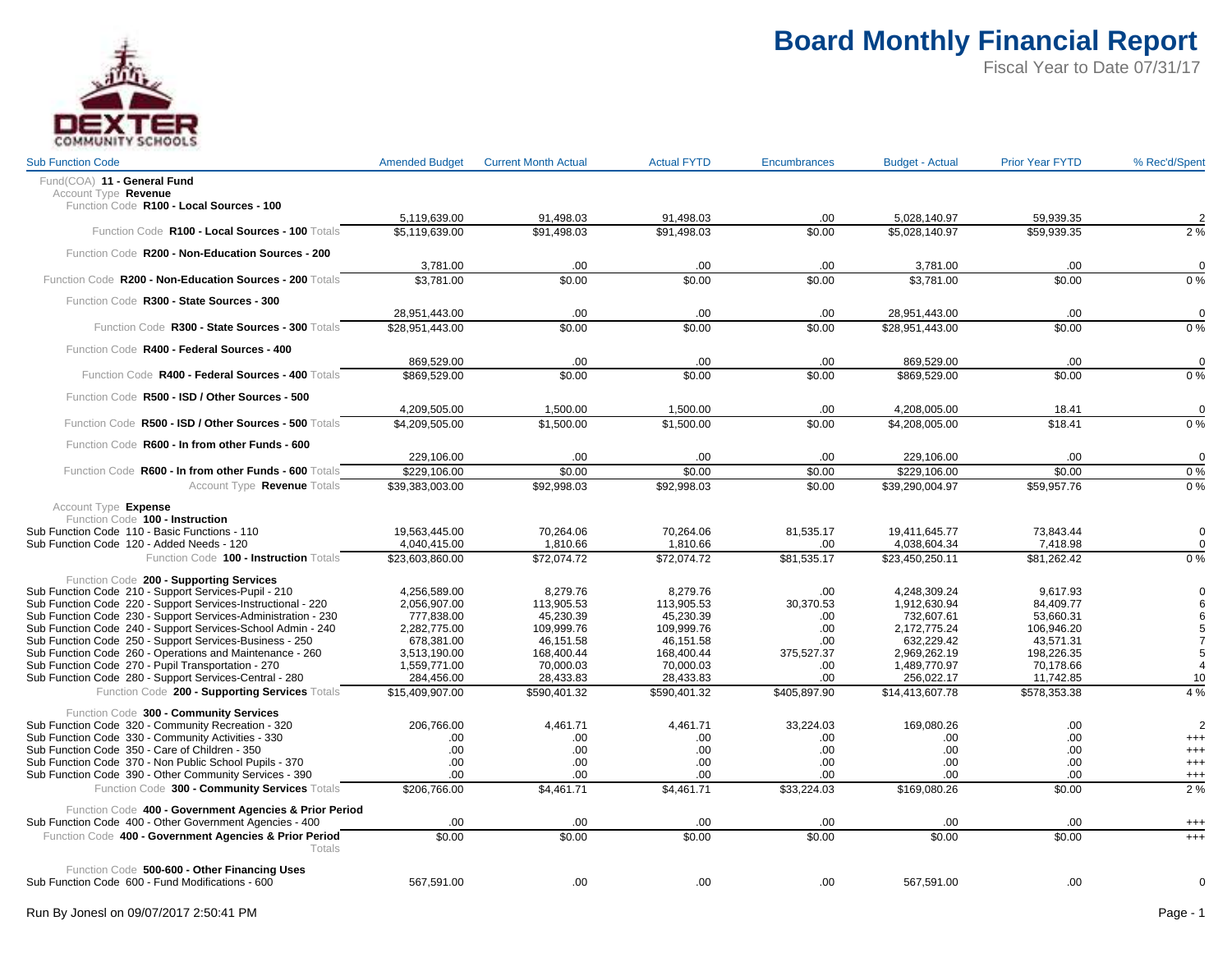# Board Monthly Financial Report

Fiscal Year to Date 07/31/17

| Sub Function Code | Amended Budget | Current Month Actual | Actual FYTD | Encumbrances | Budget - Actual | Prior Year FYTD | % Rec'd/Spent |
|---|---|---|---|---|---|---|---|
| Fund(COA) **11 - General Fund** | | | | | | | |
| Account Type **Revenue** | | | | | | | |
| Function Code **R100 - Local Sources - 100** | | | | | | | |
| | 5,119,639.00 | 91,498.03 | 91,498.03 | .00 | 5,028,140.97 | 59,939.35 | 2 |
| Function Code **R100 - Local Sources - 100** Totals | $5,119,639.00 | $91,498.03 | $91,498.03 | $0.00 | $5,028,140.97 | $59,939.35 | 2 % |
| Function Code **R200 - Non-Education Sources - 200** | | | | | | | |
| | 3,781.00 | .00 | .00 | .00 | 3,781.00 | .00 | 0 |
| Function Code **R200 - Non-Education Sources - 200** Totals | $3,781.00 | $0.00 | $0.00 | $0.00 | $3,781.00 | $0.00 | 0 % |
| Function Code **R300 - State Sources - 300** | | | | | | | |
| | 28,951,443.00 | .00 | .00 | .00 | 28,951,443.00 | .00 | 0 |
| Function Code **R300 - State Sources - 300** Totals | $28,951,443.00 | $0.00 | $0.00 | $0.00 | $28,951,443.00 | $0.00 | 0 % |
| Function Code **R400 - Federal Sources - 400** | | | | | | | |
| | 869,529.00 | .00 | .00 | .00 | 869,529.00 | .00 | 0 |
| Function Code **R400 - Federal Sources - 400** Totals | $869,529.00 | $0.00 | $0.00 | $0.00 | $869,529.00 | $0.00 | 0 % |
| Function Code **R500 - ISD / Other Sources - 500** | | | | | | | |
| | 4,209,505.00 | 1,500.00 | 1,500.00 | .00 | 4,208,005.00 | 18.41 | 0 |
| Function Code **R500 - ISD / Other Sources - 500** Totals | $4,209,505.00 | $1,500.00 | $1,500.00 | $0.00 | $4,208,005.00 | $18.41 | 0 % |
| Function Code **R600 - In from other Funds - 600** | | | | | | | |
| | 229,106.00 | .00 | .00 | .00 | 229,106.00 | .00 | 0 |
| Function Code **R600 - In from other Funds - 600** Totals | $229,106.00 | $0.00 | $0.00 | $0.00 | $229,106.00 | $0.00 | 0 % |
| Account Type **Revenue** Totals | $39,383,003.00 | $92,998.03 | $92,998.03 | $0.00 | $39,290,004.97 | $59,957.76 | 0 % |
| Account Type **Expense** | | | | | | | |
| Function Code **100 - Instruction** | | | | | | | |
| Sub Function Code 110 - Basic Functions - 110 | 19,563,445.00 | 70,264.06 | 70,264.06 | 81,535.17 | 19,411,645.77 | 73,843.44 | 0 |
| Sub Function Code 120 - Added Needs - 120 | 4,040,415.00 | 1,810.66 | 1,810.66 | .00 | 4,038,604.34 | 7,418.98 | 0 |
| Function Code **100 - Instruction** Totals | $23,603,860.00 | $72,074.72 | $72,074.72 | $81,535.17 | $23,450,250.11 | $81,262.42 | 0 % |
| Function Code **200 - Supporting Services** | | | | | | | |
| Sub Function Code 210 - Support Services-Pupil - 210 | 4,256,589.00 | 8,279.76 | 8,279.76 | .00 | 4,248,309.24 | 9,617.93 | 0 |
| Sub Function Code 220 - Support Services-Instructional - 220 | 2,056,907.00 | 113,905.53 | 113,905.53 | 30,370.53 | 1,912,630.94 | 84,409.77 | 6 |
| Sub Function Code 230 - Support Services-Administration - 230 | 777,838.00 | 45,230.39 | 45,230.39 | .00 | 732,607.61 | 53,660.31 | 6 |
| Sub Function Code 240 - Support Services-School Admin - 240 | 2,282,775.00 | 109,999.76 | 109,999.76 | .00 | 2,172,775.24 | 106,946.20 | 5 |
| Sub Function Code 250 - Support Services-Business - 250 | 678,381.00 | 46,151.58 | 46,151.58 | .00 | 632,229.42 | 43,571.31 | 7 |
| Sub Function Code 260 - Operations and Maintenance - 260 | 3,513,190.00 | 168,400.44 | 168,400.44 | 375,527.37 | 2,969,262.19 | 198,226.35 | 5 |
| Sub Function Code 270 - Pupil Transportation - 270 | 1,559,771.00 | 70,000.03 | 70,000.03 | .00 | 1,489,770.97 | 70,178.66 | 4 |
| Sub Function Code 280 - Support Services-Central - 280 | 284,456.00 | 28,433.83 | 28,433.83 | .00 | 256,022.17 | 11,742.85 | 10 |
| Function Code **200 - Supporting Services** Totals | $15,409,907.00 | $590,401.32 | $590,401.32 | $405,897.90 | $14,413,607.78 | $578,353.38 | 4 % |
| Function Code **300 - Community Services** | | | | | | | |
| Sub Function Code 320 - Community Recreation - 320 | 206,766.00 | 4,461.71 | 4,461.71 | 33,224.03 | 169,080.26 | .00 | 2 |
| Sub Function Code 330 - Community Activities - 330 | .00 | .00 | .00 | .00 | .00 | .00 | +++ |
| Sub Function Code 350 - Care of Children - 350 | .00 | .00 | .00 | .00 | .00 | .00 | +++ |
| Sub Function Code 370 - Non Public School Pupils - 370 | .00 | .00 | .00 | .00 | .00 | .00 | +++ |
| Sub Function Code 390 - Other Community Services - 390 | .00 | .00 | .00 | .00 | .00 | .00 | +++ |
| Function Code **300 - Community Services** Totals | $206,766.00 | $4,461.71 | $4,461.71 | $33,224.03 | $169,080.26 | $0.00 | 2 % |
| Function Code **400 - Government Agencies & Prior Period** | | | | | | | |
| Sub Function Code 400 - Other Government Agencies - 400 | .00 | .00 | .00 | .00 | .00 | .00 | +++ |
| Function Code **400 - Government Agencies & Prior Period** Totals | $0.00 | $0.00 | $0.00 | $0.00 | $0.00 | $0.00 | +++ |
| Function Code **500-600 - Other Financing Uses** | | | | | | | |
| Sub Function Code 600 - Fund Modifications - 600 | 567,591.00 | .00 | .00 | .00 | 567,591.00 | .00 | 0 |

Run By Jonesl on 09/07/2017 2:50:41 PM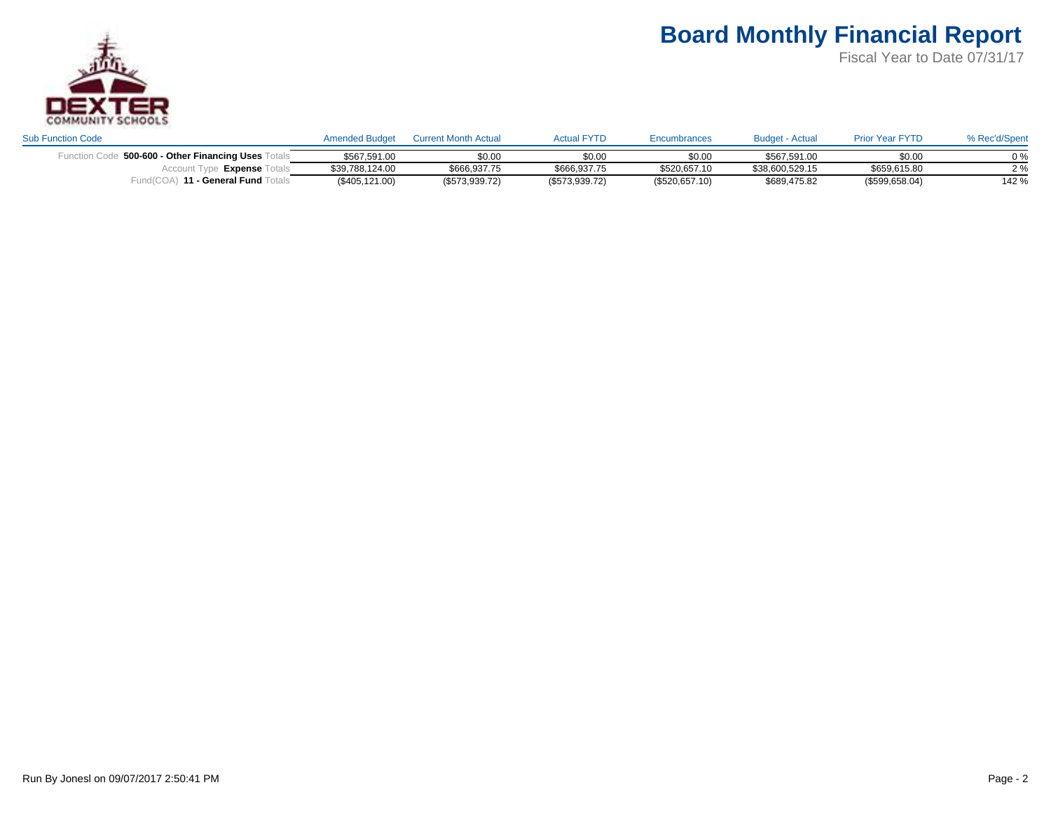# Board Monthly Financial Report

Fiscal Year to Date 07/31/17

| Sub Function Code | Amended Budget | Current Month Actual | Actual FYTD | Encumbrances | Budget - Actual | Prior Year FYTD | % Rec'd/Spent |
|---|---|---|---|---|---|---|---|
| Function Code **500-600 - Other Financing Uses** Totals | $567,591.00 | $0.00 | $0.00 | $0.00 | $567,591.00 | $0.00 | 0 % |
| Account Type **Expense** Totals | $39,788,124.00 | $666,937.75 | $666,937.75 | $520,657.10 | $38,600,529.15 | $659,615.80 | 2 % |
| Fund(COA) **11 - General Fund** Totals | ($405,121.00) | ($573,939.72) | ($573,939.72) | ($520,657.10) | $689,475.82 | ($599,658.04) | 142 % |

Run By Jonesl on 09/07/2017 2:50:41 PM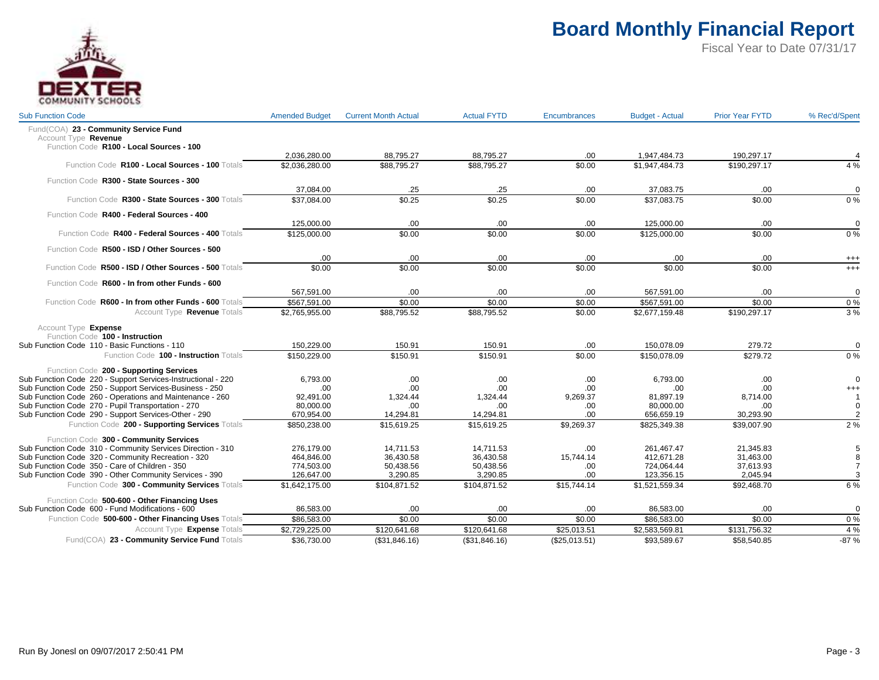# Board Monthly Financial Report

Fiscal Year to Date 07/31/17

| Sub Function Code | Amended Budget | Current Month Actual | Actual FYTD | Encumbrances | Budget - Actual | Prior Year FYTD | % Rec'd/Spent |
|---|---|---|---|---|---|---|---|
| Fund(COA) **23 - Community Service Fund** | | | | | | | |
| Account Type **Revenue** | | | | | | | |
| Function Code **R100 - Local Sources - 100** | | | | | | | |
| | 2,036,280.00 | 88,795.27 | 88,795.27 | .00 | 1,947,484.73 | 190,297.17 | 4 |
| Function Code **R100 - Local Sources - 100** Totals | $2,036,280.00 | $88,795.27 | $88,795.27 | $0.00 | $1,947,484.73 | $190,297.17 | 4 % |
| Function Code **R300 - State Sources - 300** | | | | | | | |
| | 37,084.00 | .25 | .25 | .00 | 37,083.75 | .00 | 0 |
| Function Code **R300 - State Sources - 300** Totals | $37,084.00 | $0.25 | $0.25 | $0.00 | $37,083.75 | $0.00 | 0 % |
| Function Code **R400 - Federal Sources - 400** | | | | | | | |
| | 125,000.00 | .00 | .00 | .00 | 125,000.00 | .00 | 0 |
| Function Code **R400 - Federal Sources - 400** Totals | $125,000.00 | $0.00 | $0.00 | $0.00 | $125,000.00 | $0.00 | 0 % |
| Function Code **R500 - ISD / Other Sources - 500** | | | | | | | |
| | .00 | .00 | .00 | .00 | .00 | .00 | +++ |
| Function Code **R500 - ISD / Other Sources - 500** Totals | $0.00 | $0.00 | $0.00 | $0.00 | $0.00 | $0.00 | +++ |
| Function Code **R600 - In from other Funds - 600** | | | | | | | |
| | 567,591.00 | .00 | .00 | .00 | 567,591.00 | .00 | 0 |
| Function Code **R600 - In from other Funds - 600** Totals | $567,591.00 | $0.00 | $0.00 | $0.00 | $567,591.00 | $0.00 | 0 % |
| Account Type **Revenue** Totals | $2,765,955.00 | $88,795.52 | $88,795.52 | $0.00 | $2,677,159.48 | $190,297.17 | 3 % |
| Account Type **Expense** | | | | | | | |
| Function Code **100 - Instruction** | | | | | | | |
| Sub Function Code 110 - Basic Functions - 110 | 150,229.00 | 150.91 | 150.91 | .00 | 150,078.09 | 279.72 | 0 |
| Function Code **100 - Instruction** Totals | $150,229.00 | $150.91 | $150.91 | $0.00 | $150,078.09 | $279.72 | 0 % |
| Function Code **200 - Supporting Services** | | | | | | | |
| Sub Function Code 220 - Support Services-Instructional - 220 | 6,793.00 | .00 | .00 | .00 | 6,793.00 | .00 | 0 |
| Sub Function Code 250 - Support Services-Business - 250 | .00 | .00 | .00 | .00 | .00 | .00 | +++ |
| Sub Function Code 260 - Operations and Maintenance - 260 | 92,491.00 | 1,324.44 | 1,324.44 | 9,269.37 | 81,897.19 | 8,714.00 | 1 |
| Sub Function Code 270 - Pupil Transportation - 270 | 80,000.00 | .00 | .00 | .00 | 80,000.00 | .00 | 0 |
| Sub Function Code 290 - Support Services-Other - 290 | 670,954.00 | 14,294.81 | 14,294.81 | .00 | 656,659.19 | 30,293.90 | 2 |
| Function Code **200 - Supporting Services** Totals | $850,238.00 | $15,619.25 | $15,619.25 | $9,269.37 | $825,349.38 | $39,007.90 | 2 % |
| Function Code **300 - Community Services** | | | | | | | |
| Sub Function Code 310 - Community Services Direction - 310 | 276,179.00 | 14,711.53 | 14,711.53 | .00 | 261,467.47 | 21,345.83 | 5 |
| Sub Function Code 320 - Community Recreation - 320 | 464,846.00 | 36,430.58 | 36,430.58 | 15,744.14 | 412,671.28 | 31,463.00 | 8 |
| Sub Function Code 350 - Care of Children - 350 | 774,503.00 | 50,438.56 | 50,438.56 | .00 | 724,064.44 | 37,613.93 | 7 |
| Sub Function Code 390 - Other Community Services - 390 | 126,647.00 | 3,290.85 | 3,290.85 | .00 | 123,356.15 | 2,045.94 | 3 |
| Function Code **300 - Community Services** Totals | $1,642,175.00 | $104,871.52 | $104,871.52 | $15,744.14 | $1,521,559.34 | $92,468.70 | 6 % |
| Function Code **500-600 - Other Financing Uses** | | | | | | | |
| Sub Function Code 600 - Fund Modifications - 600 | 86,583.00 | .00 | .00 | .00 | 86,583.00 | .00 | 0 |
| Function Code **500-600 - Other Financing Uses** Totals | $86,583.00 | $0.00 | $0.00 | $0.00 | $86,583.00 | $0.00 | 0 % |
| Account Type **Expense** Totals | $2,729,225.00 | $120,641.68 | $120,641.68 | $25,013.51 | $2,583,569.81 | $131,756.32 | 4 % |
| Fund(COA) **23 - Community Service Fund** Totals | $36,730.00 | ($31,846.16) | ($31,846.16) | ($25,013.51) | $93,589.67 | $58,540.85 | -87 % |

Run By Jonesl on 09/07/2017 2:50:41 PM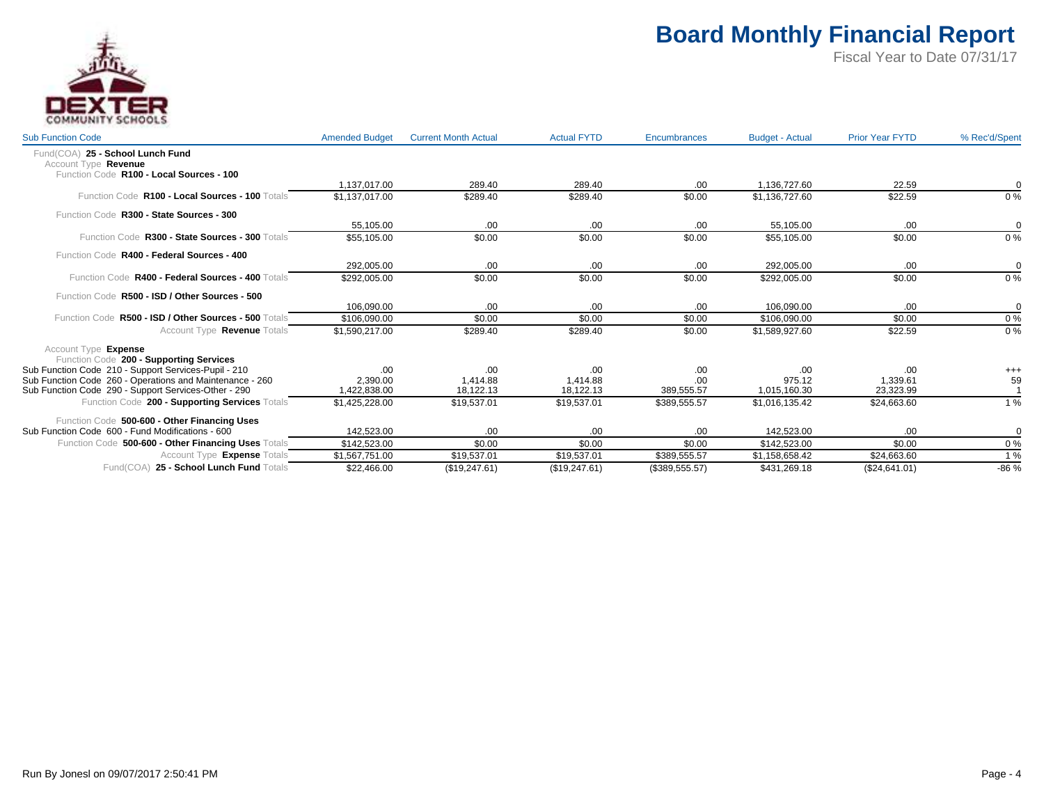# Board Monthly Financial Report

Fiscal Year to Date 07/31/17

| Sub Function Code | Amended Budget | Current Month Actual | Actual FYTD | Encumbrances | Budget - Actual | Prior Year FYTD | % Rec'd/Spent |
|---|---|---|---|---|---|---|---|
| Fund(COA) **25 - School Lunch Fund** | | | | | | | |
| Account Type **Revenue** | | | | | | | |
| Function Code **R100 - Local Sources - 100** | | | | | | | |
| | 1,137,017.00 | 289.40 | 289.40 | .00 | 1,136,727.60 | 22.59 | 0 |
| Function Code **R100 - Local Sources - 100** Totals | $1,137,017.00 | $289.40 | $289.40 | $0.00 | $1,136,727.60 | $22.59 | 0 % |
| Function Code **R300 - State Sources - 300** | | | | | | | |
| | 55,105.00 | .00 | .00 | .00 | 55,105.00 | .00 | 0 |
| Function Code **R300 - State Sources - 300** Totals | $55,105.00 | $0.00 | $0.00 | $0.00 | $55,105.00 | $0.00 | 0 % |
| Function Code **R400 - Federal Sources - 400** | | | | | | | |
| | 292,005.00 | .00 | .00 | .00 | 292,005.00 | .00 | 0 |
| Function Code **R400 - Federal Sources - 400** Totals | $292,005.00 | $0.00 | $0.00 | $0.00 | $292,005.00 | $0.00 | 0 % |
| Function Code **R500 - ISD / Other Sources - 500** | | | | | | | |
| | 106,090.00 | .00 | .00 | .00 | 106,090.00 | .00 | 0 |
| Function Code **R500 - ISD / Other Sources - 500** Totals | $106,090.00 | $0.00 | $0.00 | $0.00 | $106,090.00 | $0.00 | 0 % |
| Account Type **Revenue** Totals | $1,590,217.00 | $289.40 | $289.40 | $0.00 | $1,589,927.60 | $22.59 | 0 % |
| Account Type **Expense** | | | | | | | |
| Function Code **200 - Supporting Services** | | | | | | | |
| Sub Function Code 210 - Support Services-Pupil - 210 | .00 | .00 | .00 | .00 | .00 | .00 | +++ |
| Sub Function Code 260 - Operations and Maintenance - 260 | 2,390.00 | 1,414.88 | 1,414.88 | .00 | 975.12 | 1,339.61 | 59 |
| Sub Function Code 290 - Support Services-Other - 290 | 1,422,838.00 | 18,122.13 | 18,122.13 | 389,555.57 | 1,015,160.30 | 23,323.99 | 1 |
| Function Code **200 - Supporting Services** Totals | $1,425,228.00 | $19,537.01 | $19,537.01 | $389,555.57 | $1,016,135.42 | $24,663.60 | 1 % |
| Function Code **500-600 - Other Financing Uses** | | | | | | | |
| Sub Function Code 600 - Fund Modifications - 600 | 142,523.00 | .00 | .00 | .00 | 142,523.00 | .00 | 0 |
| Function Code **500-600 - Other Financing Uses** Totals | $142,523.00 | $0.00 | $0.00 | $0.00 | $142,523.00 | $0.00 | 0 % |
| Account Type **Expense** Totals | $1,567,751.00 | $19,537.01 | $19,537.01 | $389,555.57 | $1,158,658.42 | $24,663.60 | 1 % |
| Fund(COA) **25 - School Lunch Fund** Totals | $22,466.00 | ($19,247.61) | ($19,247.61) | ($389,555.57) | $431,269.18 | ($24,641.01) | -86 % |

Run By Jonesl on 09/07/2017 2:50:41 PM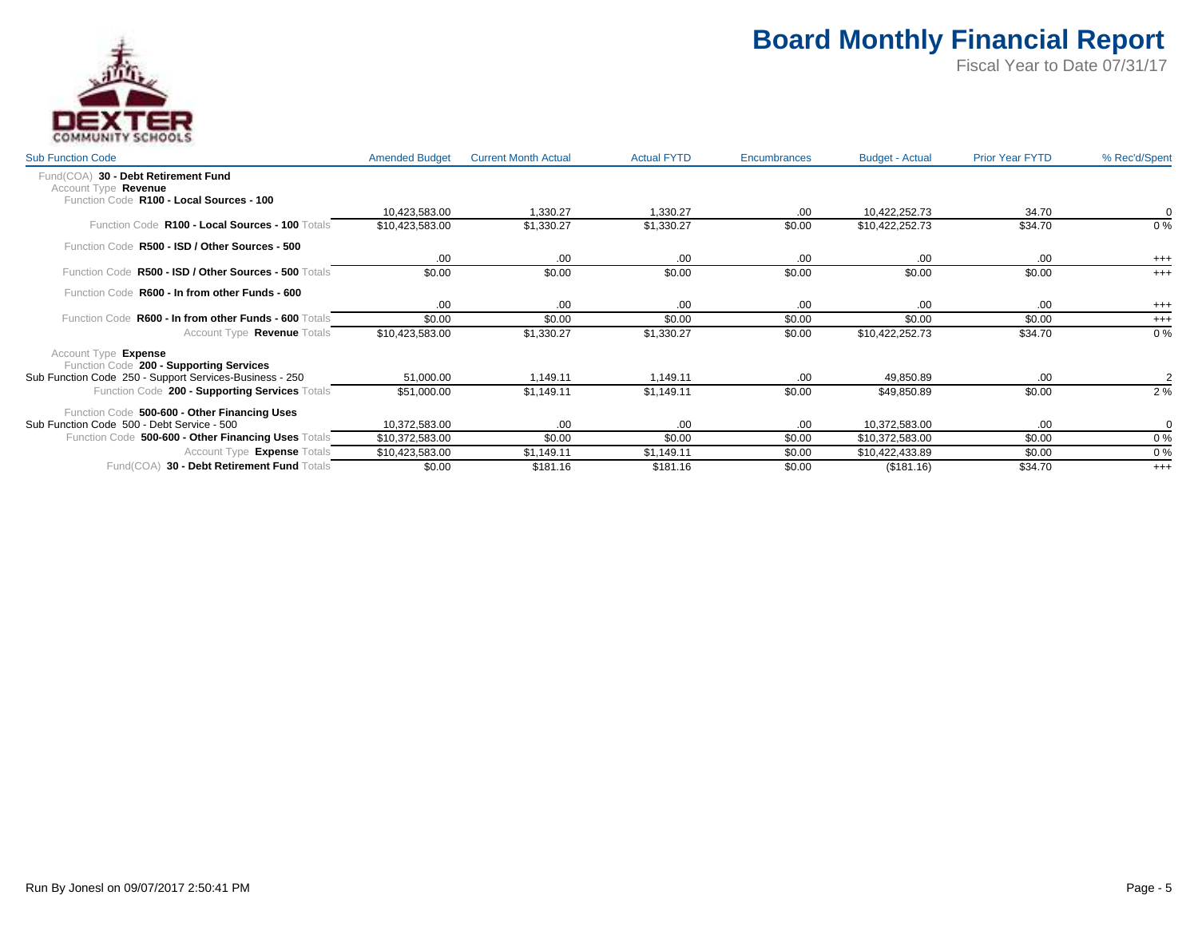# Board Monthly Financial Report

Fiscal Year to Date 07/31/17

DEXTER COMMUNITY SCHOOLS

| Sub Function Code | Amended Budget | Current Month Actual | Actual FYTD | Encumbrances | Budget - Actual | Prior Year FYTD | % Rec'd/Spent |
|---|---|---|---|---|---|---|---|
| Fund(COA) **30 - Debt Retirement Fund** | | | | | | | |
| Account Type **Revenue** | | | | | | | |
| Function Code **R100 - Local Sources - 100** | | | | | | | |
| | 10,423,583.00 | 1,330.27 | 1,330.27 | .00 | 10,422,252.73 | 34.70 | 0 |
| Function Code **R100 - Local Sources - 100** Totals | $10,423,583.00 | $1,330.27 | $1,330.27 | $0.00 | $10,422,252.73 | $34.70 | 0 % |
| Function Code **R500 - ISD / Other Sources - 500** | | | | | | | |
| | .00 | .00 | .00 | .00 | .00 | .00 | +++ |
| Function Code **R500 - ISD / Other Sources - 500** Totals | $0.00 | $0.00 | $0.00 | $0.00 | $0.00 | $0.00 | +++ |
| Function Code **R600 - In from other Funds - 600** | | | | | | | |
| | .00 | .00 | .00 | .00 | .00 | .00 | +++ |
| Function Code **R600 - In from other Funds - 600** Totals | $0.00 | $0.00 | $0.00 | $0.00 | $0.00 | $0.00 | +++ |
| Account Type **Revenue** Totals | $10,423,583.00 | $1,330.27 | $1,330.27 | $0.00 | $10,422,252.73 | $34.70 | 0 % |
| Account Type **Expense** | | | | | | | |
| Function Code **200 - Supporting Services** | | | | | | | |
| Sub Function Code 250 - Support Services-Business - 250 | 51,000.00 | 1,149.11 | 1,149.11 | .00 | 49,850.89 | .00 | 2 |
| Function Code **200 - Supporting Services** Totals | $51,000.00 | $1,149.11 | $1,149.11 | $0.00 | $49,850.89 | $0.00 | 2 % |
| Function Code **500-600 - Other Financing Uses** | | | | | | | |
| Sub Function Code 500 - Debt Service - 500 | 10,372,583.00 | .00 | .00 | .00 | 10,372,583.00 | .00 | 0 |
| Function Code **500-600 - Other Financing Uses** Totals | $10,372,583.00 | $0.00 | $0.00 | $0.00 | $10,372,583.00 | $0.00 | 0 % |
| Account Type **Expense** Totals | $10,423,583.00 | $1,149.11 | $1,149.11 | $0.00 | $10,422,433.89 | $0.00 | 0 % |
| Fund(COA) **30 - Debt Retirement Fund** Totals | $0.00 | $181.16 | $181.16 | $0.00 | ($181.16) | $34.70 | +++ |

Run By Jonesl on 09/07/2017 2:50:41 PM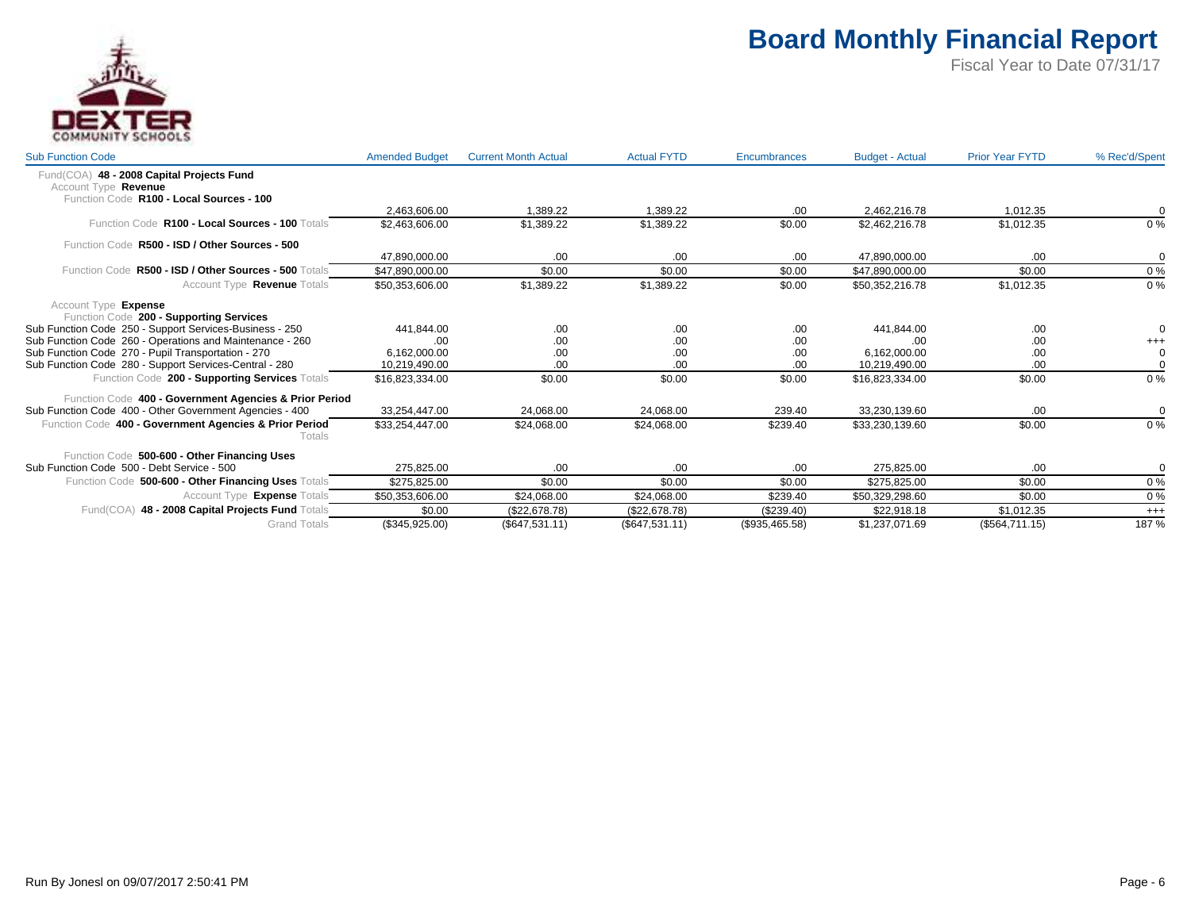# Board Monthly Financial Report

Fiscal Year to Date 07/31/17

| Sub Function Code | Amended Budget | Current Month Actual | Actual FYTD | Encumbrances | Budget - Actual | Prior Year FYTD | % Rec'd/Spent |
|---|---|---|---|---|---|---|---|
| Fund(COA) **48 - 2008 Capital Projects Fund** | | | | | | | |
| Account Type **Revenue** | | | | | | | |
| Function Code **R100 - Local Sources - 100** | | | | | | | |
| | 2,463,606.00 | 1,389.22 | 1,389.22 | .00 | 2,462,216.78 | 1,012.35 | 0 |
| Function Code **R100 - Local Sources - 100** Totals | $2,463,606.00 | $1,389.22 | $1,389.22 | $0.00 | $2,462,216.78 | $1,012.35 | 0 % |
| Function Code **R500 - ISD / Other Sources - 500** | | | | | | | |
| | 47,890,000.00 | .00 | .00 | .00 | 47,890,000.00 | .00 | 0 |
| Function Code **R500 - ISD / Other Sources - 500** Totals | $47,890,000.00 | $0.00 | $0.00 | $0.00 | $47,890,000.00 | $0.00 | 0 % |
| Account Type **Revenue** Totals | $50,353,606.00 | $1,389.22 | $1,389.22 | $0.00 | $50,352,216.78 | $1,012.35 | 0 % |
| Account Type **Expense** | | | | | | | |
| Function Code **200 - Supporting Services** | | | | | | | |
| Sub Function Code 250 - Support Services-Business - 250 | 441,844.00 | .00 | .00 | .00 | 441,844.00 | .00 | 0 |
| Sub Function Code 260 - Operations and Maintenance - 260 | .00 | .00 | .00 | .00 | .00 | .00 | +++ |
| Sub Function Code 270 - Pupil Transportation - 270 | 6,162,000.00 | .00 | .00 | .00 | 6,162,000.00 | .00 | 0 |
| Sub Function Code 280 - Support Services-Central - 280 | 10,219,490.00 | .00 | .00 | .00 | 10,219,490.00 | .00 | 0 |
| Function Code **200 - Supporting Services** Totals | $16,823,334.00 | $0.00 | $0.00 | $0.00 | $16,823,334.00 | $0.00 | 0 % |
| Function Code **400 - Government Agencies & Prior Period** | | | | | | | |
| Sub Function Code 400 - Other Government Agencies - 400 | 33,254,447.00 | 24,068.00 | 24,068.00 | 239.40 | 33,230,139.60 | .00 | 0 |
| Function Code **400 - Government Agencies & Prior Period** Totals | $33,254,447.00 | $24,068.00 | $24,068.00 | $239.40 | $33,230,139.60 | $0.00 | 0 % |
| Function Code **500-600 - Other Financing Uses** | | | | | | | |
| Sub Function Code 500 - Debt Service - 500 | 275,825.00 | .00 | .00 | .00 | 275,825.00 | .00 | 0 |
| Function Code **500-600 - Other Financing Uses** Totals | $275,825.00 | $0.00 | $0.00 | $0.00 | $275,825.00 | $0.00 | 0 % |
| Account Type **Expense** Totals | $50,353,606.00 | $24,068.00 | $24,068.00 | $239.40 | $50,329,298.60 | $0.00 | 0 % |
| Fund(COA) **48 - 2008 Capital Projects Fund** Totals | $0.00 | ($22,678.78) | ($22,678.78) | ($239.40) | $22,918.18 | $1,012.35 | +++ |
| Grand Totals | ($345,925.00) | ($647,531.11) | ($647,531.11) | ($935,465.58) | $1,237,071.69 | ($564,711.15) | 187 % |

Run By Jonesl on 09/07/2017 2:50:41 PM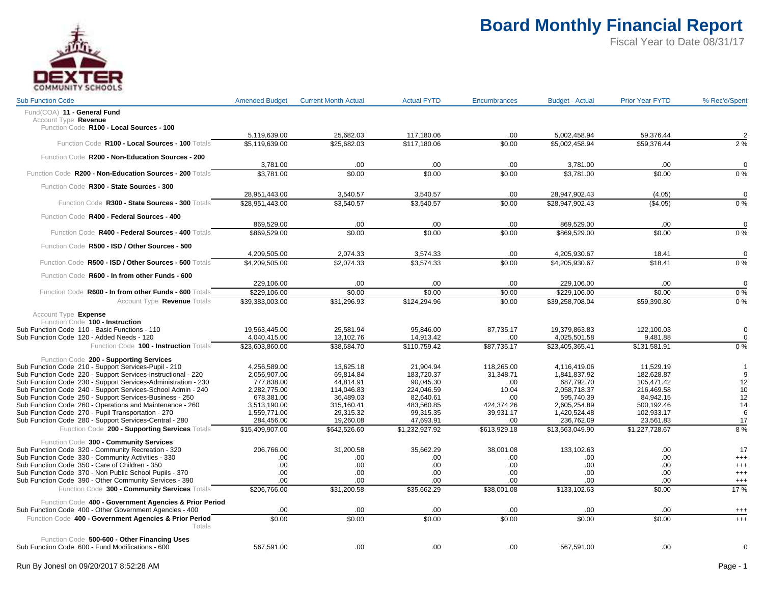# Board Monthly Financial Report

Fiscal Year to Date 08/31/17

| Sub Function Code | Amended Budget | Current Month Actual | Actual FYTD | Encumbrances | Budget - Actual | Prior Year FYTD | % Rec'd/Spent |
|---|---|---|---|---|---|---|---|
| Fund(COA) **11 - General Fund** | | | | | | | |
| Account Type **Revenue** | | | | | | | |
| Function Code **R100 - Local Sources - 100** | | | | | | | |
| | 5,119,639.00 | 25,682.03 | 117,180.06 | .00 | 5,002,458.94 | 59,376.44 | 2 |
| Function Code **R100 - Local Sources - 100** Totals | $5,119,639.00 | $25,682.03 | $117,180.06 | $0.00 | $5,002,458.94 | $59,376.44 | 2 % |
| Function Code **R200 - Non-Education Sources - 200** | | | | | | | |
| | 3,781.00 | .00 | .00 | .00 | 3,781.00 | .00 | 0 |
| Function Code **R200 - Non-Education Sources - 200** Totals | $3,781.00 | $0.00 | $0.00 | $0.00 | $3,781.00 | $0.00 | 0 % |
| Function Code **R300 - State Sources - 300** | | | | | | | |
| | 28,951,443.00 | 3,540.57 | 3,540.57 | .00 | 28,947,902.43 | (4.05) | 0 |
| Function Code **R300 - State Sources - 300** Totals | $28,951,443.00 | $3,540.57 | $3,540.57 | $0.00 | $28,947,902.43 | ($4.05) | 0 % |
| Function Code **R400 - Federal Sources - 400** | | | | | | | |
| | 869,529.00 | .00 | .00 | .00 | 869,529.00 | .00 | 0 |
| Function Code **R400 - Federal Sources - 400** Totals | $869,529.00 | $0.00 | $0.00 | $0.00 | $869,529.00 | $0.00 | 0 % |
| Function Code **R500 - ISD / Other Sources - 500** | | | | | | | |
| | 4,209,505.00 | 2,074.33 | 3,574.33 | .00 | 4,205,930.67 | 18.41 | 0 |
| Function Code **R500 - ISD / Other Sources - 500** Totals | $4,209,505.00 | $2,074.33 | $3,574.33 | $0.00 | $4,205,930.67 | $18.41 | 0 % |
| Function Code **R600 - In from other Funds - 600** | | | | | | | |
| | 229,106.00 | .00 | .00 | .00 | 229,106.00 | .00 | 0 |
| Function Code **R600 - In from other Funds - 600** Totals | $229,106.00 | $0.00 | $0.00 | $0.00 | $229,106.00 | $0.00 | 0 % |
| Account Type **Revenue** Totals | $39,383,003.00 | $31,296.93 | $124,294.96 | $0.00 | $39,258,708.04 | $59,390.80 | 0 % |
| Account Type **Expense** | | | | | | | |
| Function Code **100 - Instruction** | | | | | | | |
| Sub Function Code 110 - Basic Functions - 110 | 19,563,445.00 | 25,581.94 | 95,846.00 | 87,735.17 | 19,379,863.83 | 122,100.03 | 0 |
| Sub Function Code 120 - Added Needs - 120 | 4,040,415.00 | 13,102.76 | 14,913.42 | .00 | 4,025,501.58 | 9,481.88 | 0 |
| Function Code **100 - Instruction** Totals | $23,603,860.00 | $38,684.70 | $110,759.42 | $87,735.17 | $23,405,365.41 | $131,581.91 | 0 % |
| Function Code **200 - Supporting Services** | | | | | | | |
| Sub Function Code 210 - Support Services-Pupil - 210 | 4,256,589.00 | 13,625.18 | 21,904.94 | 118,265.00 | 4,116,419.06 | 11,529.19 | 1 |
| Sub Function Code 220 - Support Services-Instructional - 220 | 2,056,907.00 | 69,814.84 | 183,720.37 | 31,348.71 | 1,841,837.92 | 182,628.87 | 9 |
| Sub Function Code 230 - Support Services-Administration - 230 | 777,838.00 | 44,814.91 | 90,045.30 | .00 | 687,792.70 | 105,471.42 | 12 |
| Sub Function Code 240 - Support Services-School Admin - 240 | 2,282,775.00 | 114,046.83 | 224,046.59 | 10.04 | 2,058,718.37 | 216,469.58 | 10 |
| Sub Function Code 250 - Support Services-Business - 250 | 678,381.00 | 36,489.03 | 82,640.61 | .00 | 595,740.39 | 84,942.15 | 12 |
| Sub Function Code 260 - Operations and Maintenance - 260 | 3,513,190.00 | 315,160.41 | 483,560.85 | 424,374.26 | 2,605,254.89 | 500,192.46 | 14 |
| Sub Function Code 270 - Pupil Transportation - 270 | 1,559,771.00 | 29,315.32 | 99,315.35 | 39,931.17 | 1,420,524.48 | 102,933.17 | 6 |
| Sub Function Code 280 - Support Services-Central - 280 | 284,456.00 | 19,260.08 | 47,693.91 | .00 | 236,762.09 | 23,561.83 | 17 |
| Function Code **200 - Supporting Services** Totals | $15,409,907.00 | $642,526.60 | $1,232,927.92 | $613,929.18 | $13,563,049.90 | $1,227,728.67 | 8 % |
| Function Code **300 - Community Services** | | | | | | | |
| Sub Function Code 320 - Community Recreation - 320 | 206,766.00 | 31,200.58 | 35,662.29 | 38,001.08 | 133,102.63 | .00 | 17 |
| Sub Function Code 330 - Community Activities - 330 | .00 | .00 | .00 | .00 | .00 | .00 | +++ |
| Sub Function Code 350 - Care of Children - 350 | .00 | .00 | .00 | .00 | .00 | .00 | +++ |
| Sub Function Code 370 - Non Public School Pupils - 370 | .00 | .00 | .00 | .00 | .00 | .00 | +++ |
| Sub Function Code 390 - Other Community Services - 390 | .00 | .00 | .00 | .00 | .00 | .00 | +++ |
| Function Code **300 - Community Services** Totals | $206,766.00 | $31,200.58 | $35,662.29 | $38,001.08 | $133,102.63 | $0.00 | 17 % |
| Function Code **400 - Government Agencies & Prior Period** | | | | | | | |
| Sub Function Code 400 - Other Government Agencies - 400 | .00 | .00 | .00 | .00 | .00 | .00 | +++ |
| Function Code **400 - Government Agencies & Prior Period** Totals | $0.00 | $0.00 | $0.00 | $0.00 | $0.00 | $0.00 | +++ |
| Function Code **500-600 - Other Financing Uses** | | | | | | | |
| Sub Function Code 600 - Fund Modifications - 600 | 567,591.00 | .00 | .00 | .00 | 567,591.00 | .00 | 0 |

Run By Jonesl on 09/20/2017 8:52:28 AM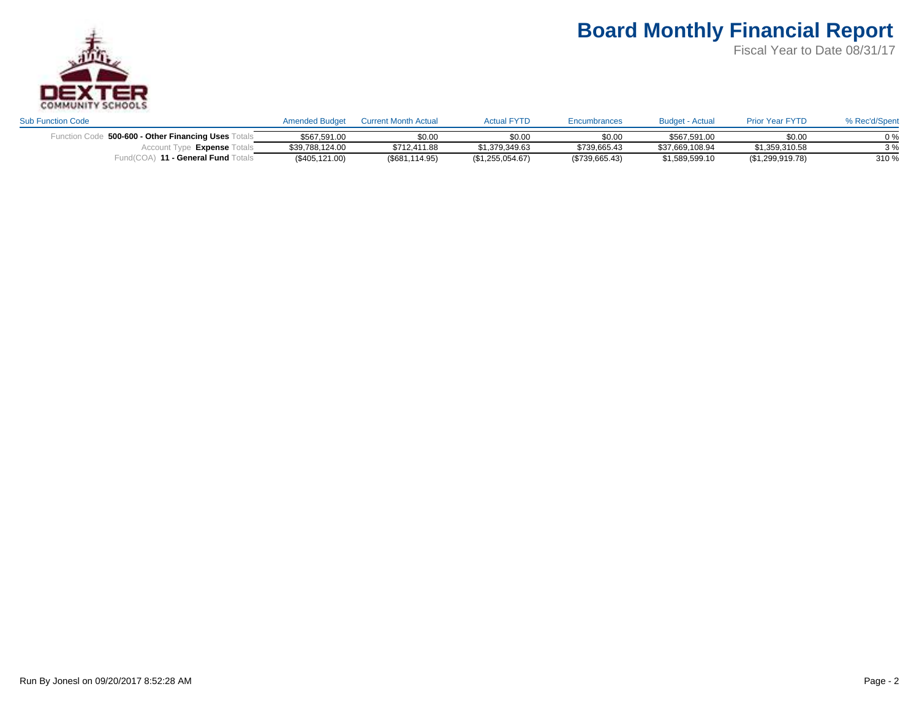# Board Monthly Financial Report

Fiscal Year to Date 08/31/17

DEXTER COMMUNITY SCHOOLS

| Sub Function Code | Amended Budget | Current Month Actual | Actual FYTD | Encumbrances | Budget - Actual | Prior Year FYTD | % Rec'd/Spent |
|---|---|---|---|---|---|---|---|
| Function Code **500-600 - Other Financing Uses** Totals | $567,591.00 | $0.00 | $0.00 | $0.00 | $567,591.00 | $0.00 | 0 % |
| Account Type **Expense** Totals | $39,788,124.00 | $712,411.88 | $1,379,349.63 | $739,665.43 | $37,669,108.94 | $1,359,310.58 | 3 % |
| Fund(COA) **11 - General Fund** Totals | ($405,121.00) | ($681,114.95) | ($1,255,054.67) | ($739,665.43) | $1,589,599.10 | ($1,299,919.78) | 310 % |

Run By Jonesl on 09/20/2017 8:52:28 AM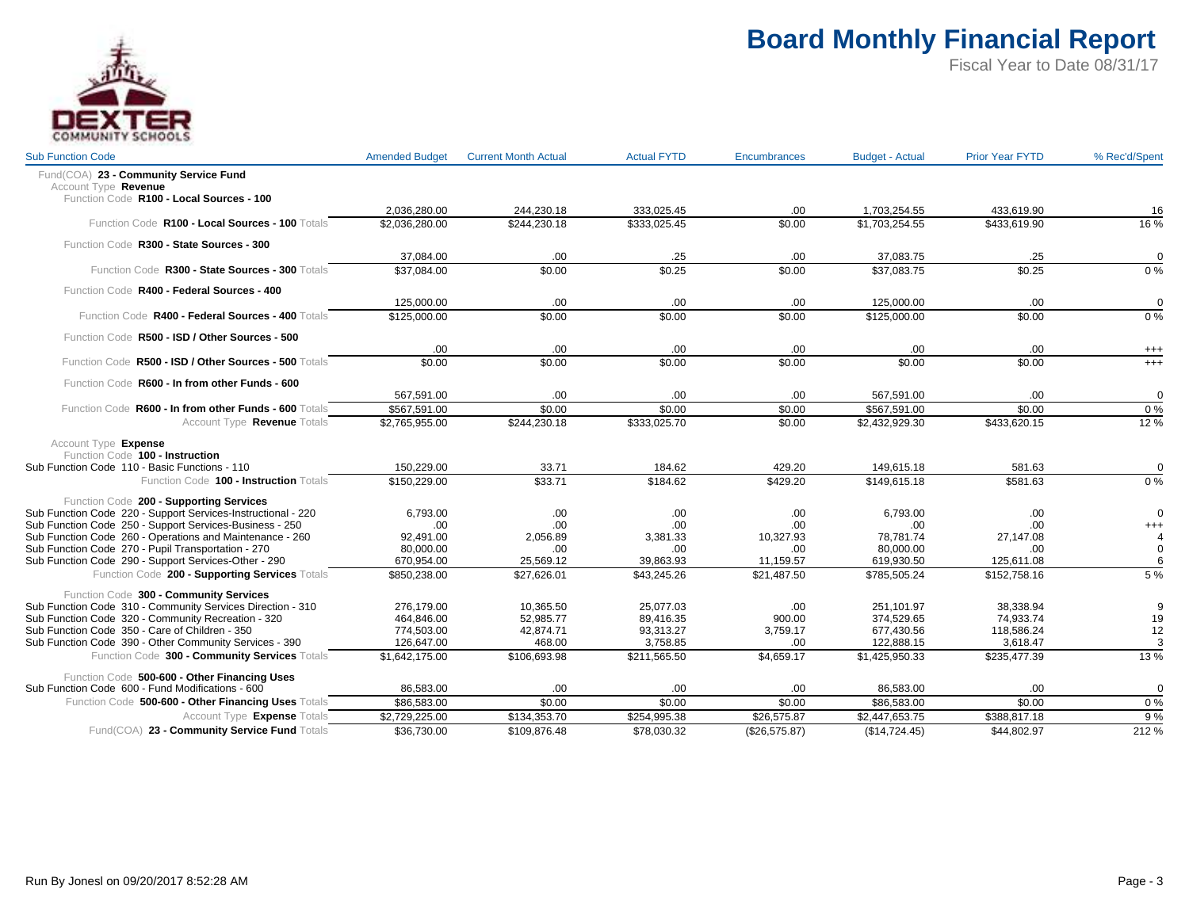# Board Monthly Financial Report

Fiscal Year to Date 08/31/17

| Sub Function Code | Amended Budget | Current Month Actual | Actual FYTD | Encumbrances | Budget - Actual | Prior Year FYTD | % Rec'd/Spent |
|---|---|---|---|---|---|---|---|
| Fund(COA) **23 - Community Service Fund** | | | | | | | |
| Account Type **Revenue** | | | | | | | |
| Function Code **R100 - Local Sources - 100** | | | | | | | |
| | 2,036,280.00 | 244,230.18 | 333,025.45 | .00 | 1,703,254.55 | 433,619.90 | 16 |
| Function Code **R100 - Local Sources - 100** Totals | $2,036,280.00 | $244,230.18 | $333,025.45 | $0.00 | $1,703,254.55 | $433,619.90 | 16 % |
| Function Code **R300 - State Sources - 300** | | | | | | | |
| | 37,084.00 | .00 | .25 | .00 | 37,083.75 | .25 | 0 |
| Function Code **R300 - State Sources - 300** Totals | $37,084.00 | $0.00 | $0.25 | $0.00 | $37,083.75 | $0.25 | 0 % |
| Function Code **R400 - Federal Sources - 400** | | | | | | | |
| | 125,000.00 | .00 | .00 | .00 | 125,000.00 | .00 | 0 |
| Function Code **R400 - Federal Sources - 400** Totals | $125,000.00 | $0.00 | $0.00 | $0.00 | $125,000.00 | $0.00 | 0 % |
| Function Code **R500 - ISD / Other Sources - 500** | | | | | | | |
| | .00 | .00 | .00 | .00 | .00 | .00 | +++ |
| Function Code **R500 - ISD / Other Sources - 500** Totals | $0.00 | $0.00 | $0.00 | $0.00 | $0.00 | $0.00 | +++ |
| Function Code **R600 - In from other Funds - 600** | | | | | | | |
| | 567,591.00 | .00 | .00 | .00 | 567,591.00 | .00 | 0 |
| Function Code **R600 - In from other Funds - 600** Totals | $567,591.00 | $0.00 | $0.00 | $0.00 | $567,591.00 | $0.00 | 0 % |
| Account Type **Revenue** Totals | $2,765,955.00 | $244,230.18 | $333,025.70 | $0.00 | $2,432,929.30 | $433,620.15 | 12 % |
| Account Type **Expense** | | | | | | | |
| Function Code **100 - Instruction** | | | | | | | |
| Sub Function Code 110 - Basic Functions - 110 | 150,229.00 | 33.71 | 184.62 | 429.20 | 149,615.18 | 581.63 | 0 |
| Function Code **100 - Instruction** Totals | $150,229.00 | $33.71 | $184.62 | $429.20 | $149,615.18 | $581.63 | 0 % |
| Function Code **200 - Supporting Services** | | | | | | | |
| Sub Function Code 220 - Support Services-Instructional - 220 | 6,793.00 | .00 | .00 | .00 | 6,793.00 | .00 | 0 |
| Sub Function Code 250 - Support Services-Business - 250 | .00 | .00 | .00 | .00 | .00 | .00 | +++ |
| Sub Function Code 260 - Operations and Maintenance - 260 | 92,491.00 | 2,056.89 | 3,381.33 | 10,327.93 | 78,781.74 | 27,147.08 | 4 |
| Sub Function Code 270 - Pupil Transportation - 270 | 80,000.00 | .00 | .00 | .00 | 80,000.00 | .00 | 0 |
| Sub Function Code 290 - Support Services-Other - 290 | 670,954.00 | 25,569.12 | 39,863.93 | 11,159.57 | 619,930.50 | 125,611.08 | 6 |
| Function Code **200 - Supporting Services** Totals | $850,238.00 | $27,626.01 | $43,245.26 | $21,487.50 | $785,505.24 | $152,758.16 | 5 % |
| Function Code **300 - Community Services** | | | | | | | |
| Sub Function Code 310 - Community Services Direction - 310 | 276,179.00 | 10,365.50 | 25,077.03 | .00 | 251,101.97 | 38,338.94 | 9 |
| Sub Function Code 320 - Community Recreation - 320 | 464,846.00 | 52,985.77 | 89,416.35 | 900.00 | 374,529.65 | 74,933.74 | 19 |
| Sub Function Code 350 - Care of Children - 350 | 774,503.00 | 42,874.71 | 93,313.27 | 3,759.17 | 677,430.56 | 118,586.24 | 12 |
| Sub Function Code 390 - Other Community Services - 390 | 126,647.00 | 468.00 | 3,758.85 | .00 | 122,888.15 | 3,618.47 | 3 |
| Function Code **300 - Community Services** Totals | $1,642,175.00 | $106,693.98 | $211,565.50 | $4,659.17 | $1,425,950.33 | $235,477.39 | 13 % |
| Function Code **500-600 - Other Financing Uses** | | | | | | | |
| Sub Function Code 600 - Fund Modifications - 600 | 86,583.00 | .00 | .00 | .00 | 86,583.00 | .00 | 0 |
| Function Code **500-600 - Other Financing Uses** Totals | $86,583.00 | $0.00 | $0.00 | $0.00 | $86,583.00 | $0.00 | 0 % |
| Account Type **Expense** Totals | $2,729,225.00 | $134,353.70 | $254,995.38 | $26,575.87 | $2,447,653.75 | $388,817.18 | 9 % |
| Fund(COA) **23 - Community Service Fund** Totals | $36,730.00 | $109,876.48 | $78,030.32 | ($26,575.87) | ($14,724.45) | $44,802.97 | 212 % |

Run By Jonesl on 09/20/2017 8:52:28 AM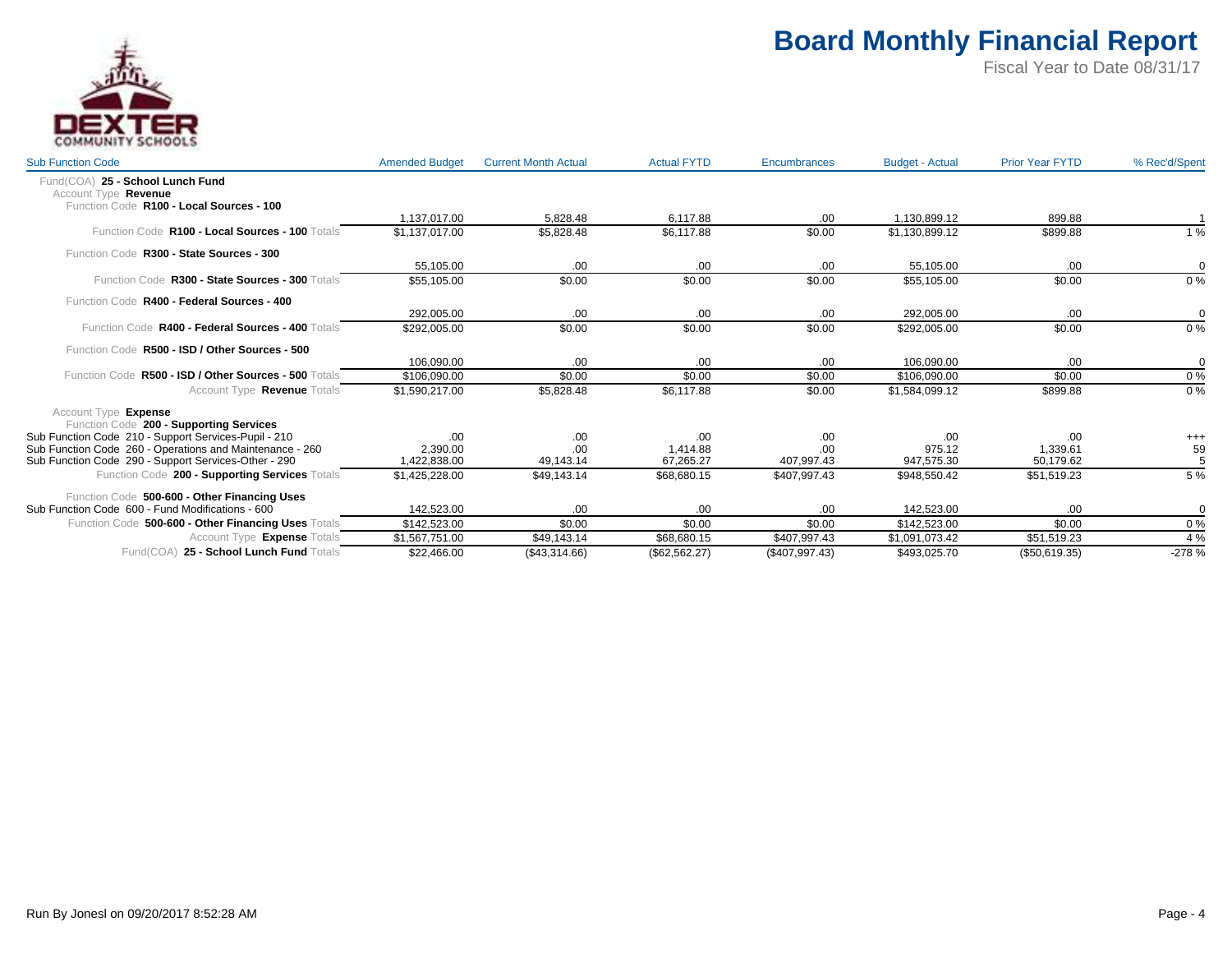# Board Monthly Financial Report

Fiscal Year to Date 08/31/17

DEXTER COMMUNITY SCHOOLS

| Sub Function Code | Amended Budget | Current Month Actual | Actual FYTD | Encumbrances | Budget - Actual | Prior Year FYTD | % Rec'd/Spent |
|---|---|---|---|---|---|---|---|
| Fund(COA) **25 - School Lunch Fund** | | | | | | | |
| Account Type **Revenue** | | | | | | | |
| Function Code **R100 - Local Sources - 100** | | | | | | | |
| | 1,137,017.00 | 5,828.48 | 6,117.88 | .00 | 1,130,899.12 | 899.88 | 1 |
| Function Code **R100 - Local Sources - 100** Totals | $1,137,017.00 | $5,828.48 | $6,117.88 | $0.00 | $1,130,899.12 | $899.88 | 1 % |
| Function Code **R300 - State Sources - 300** | | | | | | | |
| | 55,105.00 | .00 | .00 | .00 | 55,105.00 | .00 | 0 |
| Function Code **R300 - State Sources - 300** Totals | $55,105.00 | $0.00 | $0.00 | $0.00 | $55,105.00 | $0.00 | 0 % |
| Function Code **R400 - Federal Sources - 400** | | | | | | | |
| | 292,005.00 | .00 | .00 | .00 | 292,005.00 | .00 | 0 |
| Function Code **R400 - Federal Sources - 400** Totals | $292,005.00 | $0.00 | $0.00 | $0.00 | $292,005.00 | $0.00 | 0 % |
| Function Code **R500 - ISD / Other Sources - 500** | | | | | | | |
| | 106,090.00 | .00 | .00 | .00 | 106,090.00 | .00 | 0 |
| Function Code **R500 - ISD / Other Sources - 500** Totals | $106,090.00 | $0.00 | $0.00 | $0.00 | $106,090.00 | $0.00 | 0 % |
| Account Type **Revenue** Totals | $1,590,217.00 | $5,828.48 | $6,117.88 | $0.00 | $1,584,099.12 | $899.88 | 0 % |
| Account Type **Expense** | | | | | | | |
| Function Code **200 - Supporting Services** | | | | | | | |
| Sub Function Code 210 - Support Services-Pupil - 210 | .00 | .00 | .00 | .00 | .00 | .00 | +++ |
| Sub Function Code 260 - Operations and Maintenance - 260 | 2,390.00 | .00 | 1,414.88 | .00 | 975.12 | 1,339.61 | 59 |
| Sub Function Code 290 - Support Services-Other - 290 | 1,422,838.00 | 49,143.14 | 67,265.27 | 407,997.43 | 947,575.30 | 50,179.62 | 5 |
| Function Code **200 - Supporting Services** Totals | $1,425,228.00 | $49,143.14 | $68,680.15 | $407,997.43 | $948,550.42 | $51,519.23 | 5 % |
| Function Code **500-600 - Other Financing Uses** | | | | | | | |
| Sub Function Code 600 - Fund Modifications - 600 | 142,523.00 | .00 | .00 | .00 | 142,523.00 | .00 | 0 |
| Function Code **500-600 - Other Financing Uses** Totals | $142,523.00 | $0.00 | $0.00 | $0.00 | $142,523.00 | $0.00 | 0 % |
| Account Type **Expense** Totals | $1,567,751.00 | $49,143.14 | $68,680.15 | $407,997.43 | $1,091,073.42 | $51,519.23 | 4 % |
| Fund(COA) **25 - School Lunch Fund** Totals | $22,466.00 | ($43,314.66) | ($62,562.27) | ($407,997.43) | $493,025.70 | ($50,619.35) | -278 % |

Run By Jonesl on 09/20/2017 8:52:28 AM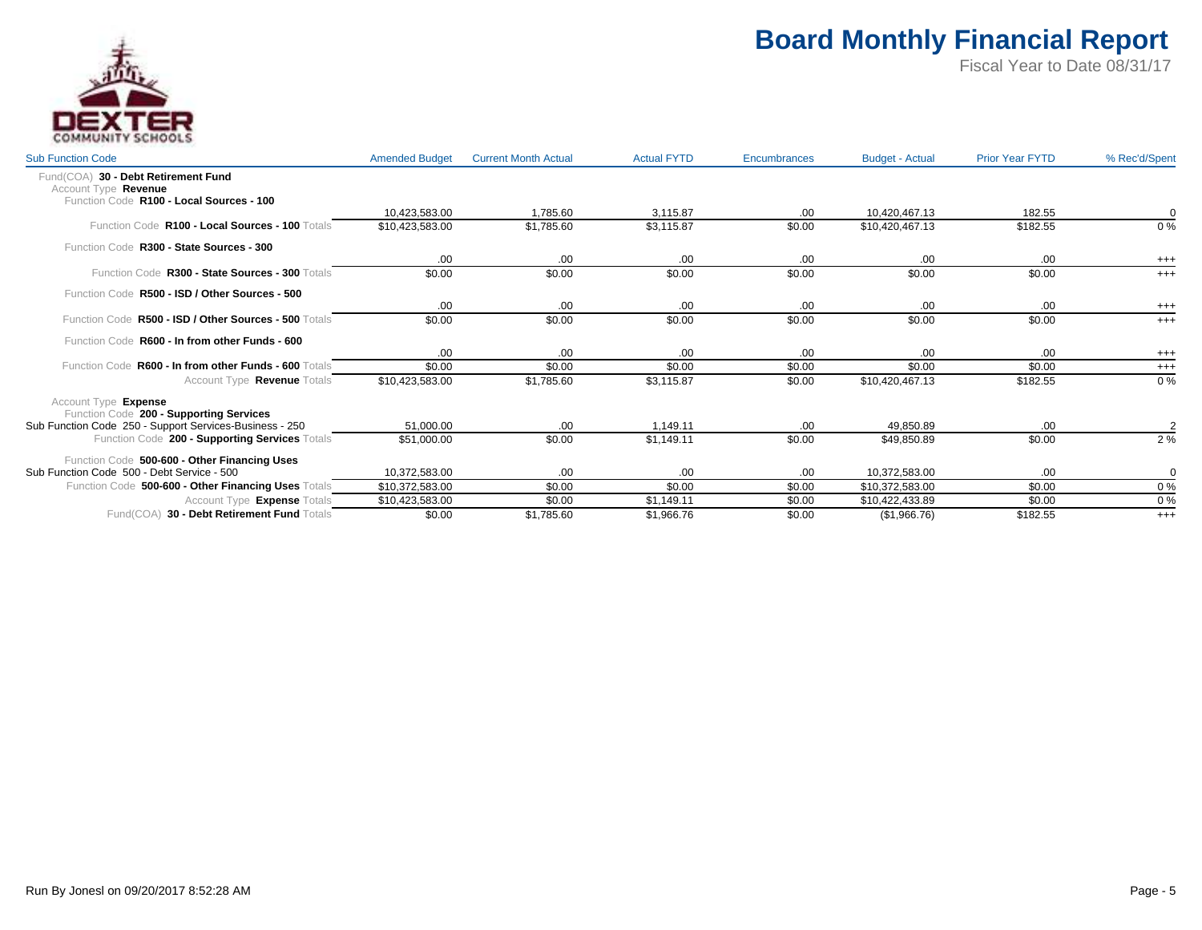# Board Monthly Financial Report

Fiscal Year to Date 08/31/17

| Sub Function Code | Amended Budget | Current Month Actual | Actual FYTD | Encumbrances | Budget - Actual | Prior Year FYTD | % Rec'd/Spent |
|---|---|---|---|---|---|---|---|
| Fund(COA) **30 - Debt Retirement Fund** | | | | | | | |
| Account Type **Revenue** | | | | | | | |
| Function Code **R100 - Local Sources - 100** | | | | | | | |
| | 10,423,583.00 | 1,785.60 | 3,115.87 | .00 | 10,420,467.13 | 182.55 | 0 |
| Function Code **R100 - Local Sources - 100** Totals | $10,423,583.00 | $1,785.60 | $3,115.87 | $0.00 | $10,420,467.13 | $182.55 | 0 % |
| Function Code **R300 - State Sources - 300** | | | | | | | |
| | .00 | .00 | .00 | .00 | .00 | .00 | +++ |
| Function Code **R300 - State Sources - 300** Totals | $0.00 | $0.00 | $0.00 | $0.00 | $0.00 | $0.00 | +++ |
| Function Code **R500 - ISD / Other Sources - 500** | | | | | | | |
| | .00 | .00 | .00 | .00 | .00 | .00 | +++ |
| Function Code **R500 - ISD / Other Sources - 500** Totals | $0.00 | $0.00 | $0.00 | $0.00 | $0.00 | $0.00 | +++ |
| Function Code **R600 - In from other Funds - 600** | | | | | | | |
| | .00 | .00 | .00 | .00 | .00 | .00 | +++ |
| Function Code **R600 - In from other Funds - 600** Totals | $0.00 | $0.00 | $0.00 | $0.00 | $0.00 | $0.00 | +++ |
| Account Type **Revenue** Totals | $10,423,583.00 | $1,785.60 | $3,115.87 | $0.00 | $10,420,467.13 | $182.55 | 0 % |
| Account Type **Expense** | | | | | | | |
| Function Code **200 - Supporting Services** | | | | | | | |
| Sub Function Code 250 - Support Services-Business - 250 | 51,000.00 | .00 | 1,149.11 | .00 | 49,850.89 | .00 | 2 |
| Function Code **200 - Supporting Services** Totals | $51,000.00 | $0.00 | $1,149.11 | $0.00 | $49,850.89 | $0.00 | 2 % |
| Function Code **500-600 - Other Financing Uses** | | | | | | | |
| Sub Function Code 500 - Debt Service - 500 | 10,372,583.00 | .00 | .00 | .00 | 10,372,583.00 | .00 | 0 |
| Function Code **500-600 - Other Financing Uses** Totals | $10,372,583.00 | $0.00 | $0.00 | $0.00 | $10,372,583.00 | $0.00 | 0 % |
| Account Type **Expense** Totals | $10,423,583.00 | $0.00 | $1,149.11 | $0.00 | $10,422,433.89 | $0.00 | 0 % |
| Fund(COA) **30 - Debt Retirement Fund** Totals | $0.00 | $1,785.60 | $1,966.76 | $0.00 | ($1,966.76) | $182.55 | +++ |

Run By Jonesl on 09/20/2017 8:52:28 AM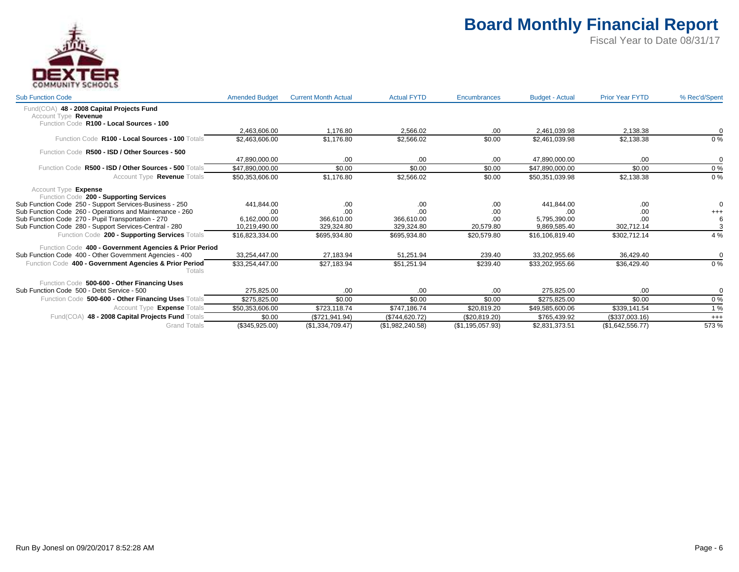# Board Monthly Financial Report

Fiscal Year to Date 08/31/17

DEXTER COMMUNITY SCHOOLS

| Sub Function Code | Amended Budget | Current Month Actual | Actual FYTD | Encumbrances | Budget - Actual | Prior Year FYTD | % Rec'd/Spent |
|---|---|---|---|---|---|---|---|
| Fund(COA) **48 - 2008 Capital Projects Fund** | | | | | | | |
| Account Type **Revenue** | | | | | | | |
| Function Code **R100 - Local Sources - 100** | | | | | | | |
| | 2,463,606.00 | 1,176.80 | 2,566.02 | .00 | 2,461,039.98 | 2,138.38 | 0 |
| Function Code **R100 - Local Sources - 100** Totals | $2,463,606.00 | $1,176.80 | $2,566.02 | $0.00 | $2,461,039.98 | $2,138.38 | 0 % |
| Function Code **R500 - ISD / Other Sources - 500** | | | | | | | |
| | 47,890,000.00 | .00 | .00 | .00 | 47,890,000.00 | .00 | 0 |
| Function Code **R500 - ISD / Other Sources - 500** Totals | $47,890,000.00 | $0.00 | $0.00 | $0.00 | $47,890,000.00 | $0.00 | 0 % |
| Account Type **Revenue** Totals | $50,353,606.00 | $1,176.80 | $2,566.02 | $0.00 | $50,351,039.98 | $2,138.38 | 0 % |
| Account Type **Expense** | | | | | | | |
| Function Code **200 - Supporting Services** | | | | | | | |
| Sub Function Code 250 - Support Services-Business - 250 | 441,844.00 | .00 | .00 | .00 | 441,844.00 | .00 | 0 |
| Sub Function Code 260 - Operations and Maintenance - 260 | .00 | .00 | .00 | .00 | .00 | .00 | +++ |
| Sub Function Code 270 - Pupil Transportation - 270 | 6,162,000.00 | 366,610.00 | 366,610.00 | .00 | 5,795,390.00 | .00 | 6 |
| Sub Function Code 280 - Support Services-Central - 280 | 10,219,490.00 | 329,324.80 | 329,324.80 | 20,579.80 | 9,869,585.40 | 302,712.14 | 3 |
| Function Code **200 - Supporting Services** Totals | $16,823,334.00 | $695,934.80 | $695,934.80 | $20,579.80 | $16,106,819.40 | $302,712.14 | 4 % |
| Function Code **400 - Government Agencies & Prior Period** | | | | | | | |
| Sub Function Code 400 - Other Government Agencies - 400 | 33,254,447.00 | 27,183.94 | 51,251.94 | 239.40 | 33,202,955.66 | 36,429.40 | 0 |
| Function Code **400 - Government Agencies & Prior Period** Totals | $33,254,447.00 | $27,183.94 | $51,251.94 | $239.40 | $33,202,955.66 | $36,429.40 | 0 % |
| Function Code **500-600 - Other Financing Uses** | | | | | | | |
| Sub Function Code 500 - Debt Service - 500 | 275,825.00 | .00 | .00 | .00 | 275,825.00 | .00 | 0 |
| Function Code **500-600 - Other Financing Uses** Totals | $275,825.00 | $0.00 | $0.00 | $0.00 | $275,825.00 | $0.00 | 0 % |
| Account Type **Expense** Totals | $50,353,606.00 | $723,118.74 | $747,186.74 | $20,819.20 | $49,585,600.06 | $339,141.54 | 1 % |
| Fund(COA) **48 - 2008 Capital Projects Fund** Totals | $0.00 | ($721,941.94) | ($744,620.72) | ($20,819.20) | $765,439.92 | ($337,003.16) | +++ |
| Grand Totals | ($345,925.00) | ($1,334,709.47) | ($1,982,240.58) | ($1,195,057.93) | $2,831,373.51 | ($1,642,556.77) | 573 % |

Run By Jonesl on 09/20/2017 8:52:28 AM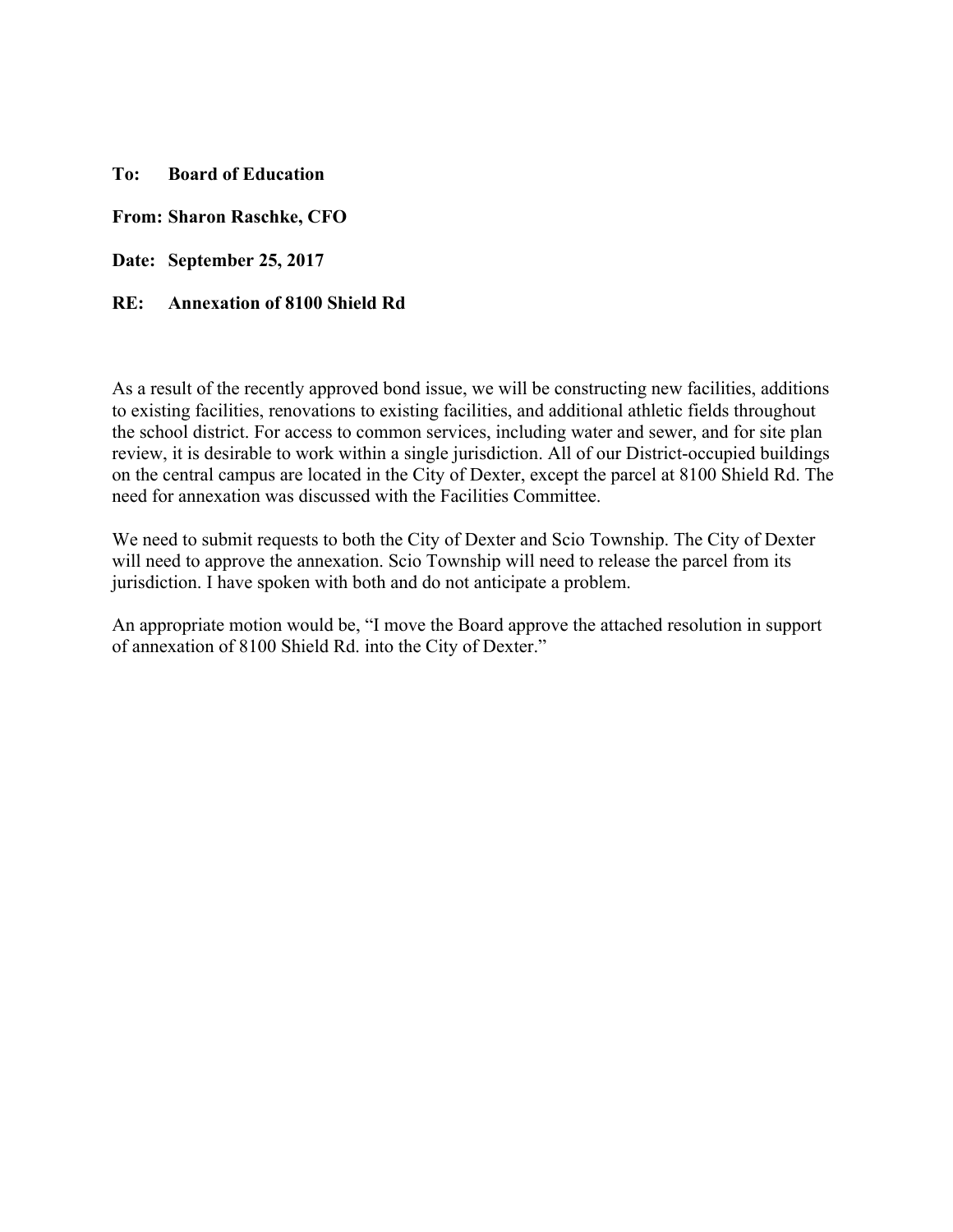**To:** **Board of Education**

**From: Sharon Raschke, CFO**

**Date:** **September 25, 2017**

**RE:** **Annexation of 8100 Shield Rd**

As a result of the recently approved bond issue, we will be constructing new facilities, additions to existing facilities, renovations to existing facilities, and additional athletic fields throughout the school district. For access to common services, including water and sewer, and for site plan review, it is desirable to work within a single jurisdiction. All of our District-occupied buildings on the central campus are located in the City of Dexter, except the parcel at 8100 Shield Rd. The need for annexation was discussed with the Facilities Committee.

We need to submit requests to both the City of Dexter and Scio Township. The City of Dexter will need to approve the annexation. Scio Township will need to release the parcel from its jurisdiction. I have spoken with both and do not anticipate a problem.

An appropriate motion would be, "I move the Board approve the attached resolution in support of annexation of 8100 Shield Rd. into the City of Dexter."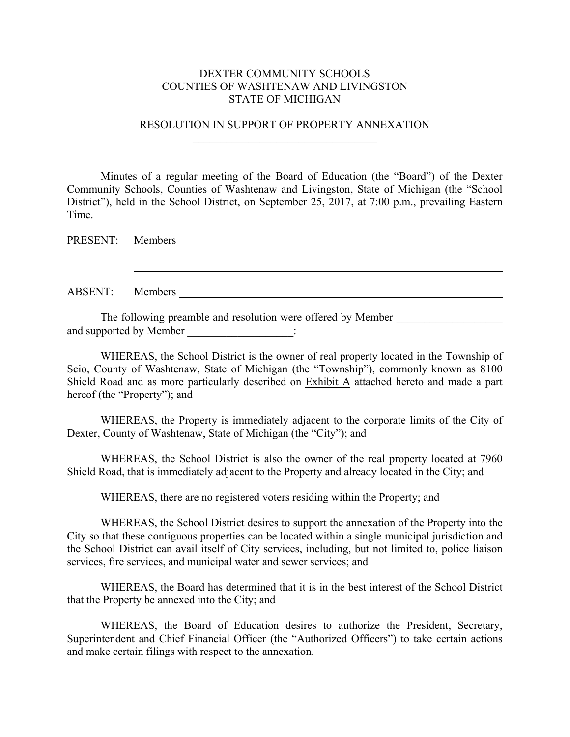DEXTER COMMUNITY SCHOOLS
COUNTIES OF WASHTENAW AND LIVINGSTON
STATE OF MICHIGAN

RESOLUTION IN SUPPORT OF PROPERTY ANNEXATION

Minutes of a regular meeting of the Board of Education (the "Board") of the Dexter Community Schools, Counties of Washtenaw and Livingston, State of Michigan (the "School District"), held in the School District, on September 25, 2017, at 7:00 p.m., prevailing Eastern Time.

PRESENT: Members ______________________________________________

______________________________________________

ABSENT: Members ______________________________________________

The following preamble and resolution were offered by Member ___________________ and supported by Member ___________________:

WHEREAS, the School District is the owner of real property located in the Township of Scio, County of Washtenaw, State of Michigan (the "Township"), commonly known as 8100 Shield Road and as more particularly described on Exhibit A attached hereto and made a part hereof (the "Property"); and

WHEREAS, the Property is immediately adjacent to the corporate limits of the City of Dexter, County of Washtenaw, State of Michigan (the "City"); and

WHEREAS, the School District is also the owner of the real property located at 7960 Shield Road, that is immediately adjacent to the Property and already located in the City; and

WHEREAS, there are no registered voters residing within the Property; and

WHEREAS, the School District desires to support the annexation of the Property into the City so that these contiguous properties can be located within a single municipal jurisdiction and the School District can avail itself of City services, including, but not limited to, police liaison services, fire services, and municipal water and sewer services; and

WHEREAS, the Board has determined that it is in the best interest of the School District that the Property be annexed into the City; and

WHEREAS, the Board of Education desires to authorize the President, Secretary, Superintendent and Chief Financial Officer (the "Authorized Officers") to take certain actions and make certain filings with respect to the annexation.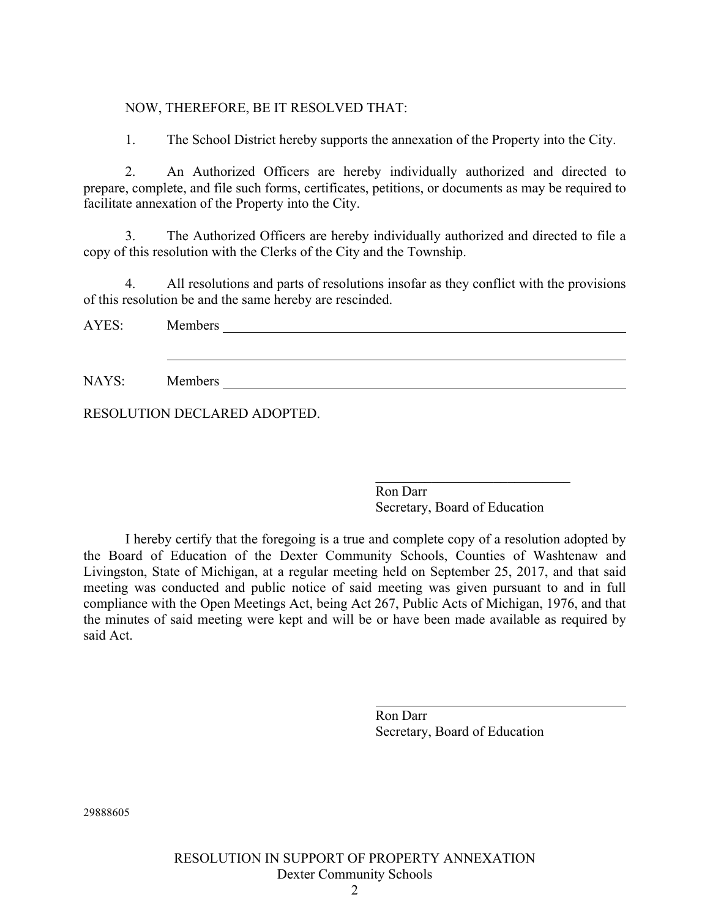NOW, THEREFORE, BE IT RESOLVED THAT:

1. The School District hereby supports the annexation of the Property into the City.

2. An Authorized Officers are hereby individually authorized and directed to prepare, complete, and file such forms, certificates, petitions, or documents as may be required to facilitate annexation of the Property into the City.

3. The Authorized Officers are hereby individually authorized and directed to file a copy of this resolution with the Clerks of the City and the Township.

4. All resolutions and parts of resolutions insofar as they conflict with the provisions of this resolution be and the same hereby are rescinded.

AYES: Members \_\_\_\_\_\_\_\_\_\_\_\_\_\_\_\_\_\_\_\_\_\_\_\_\_\_\_\_\_\_\_\_\_\_\_\_\_\_\_\_\_\_\_\_\_\_\_\_

\_\_\_\_\_\_\_\_\_\_\_\_\_\_\_\_\_\_\_\_\_\_\_\_\_\_\_\_\_\_\_\_\_\_\_\_\_\_\_\_\_\_\_\_\_\_\_\_\_\_\_\_\_\_\_\_\_\_

NAYS: Members \_\_\_\_\_\_\_\_\_\_\_\_\_\_\_\_\_\_\_\_\_\_\_\_\_\_\_\_\_\_\_\_\_\_\_\_\_\_\_\_\_\_\_\_\_\_\_\_

RESOLUTION DECLARED ADOPTED.

\_\_\_\_\_\_\_\_\_\_\_\_\_\_\_\_\_\_\_\_\_\_\_\_\_\_\_\_\_\_

Ron Darr
Secretary, Board of Education

I hereby certify that the foregoing is a true and complete copy of a resolution adopted by the Board of Education of the Dexter Community Schools, Counties of Washtenaw and Livingston, State of Michigan, at a regular meeting held on September 25, 2017, and that said meeting was conducted and public notice of said meeting was given pursuant to and in full compliance with the Open Meetings Act, being Act 267, Public Acts of Michigan, 1976, and that the minutes of said meeting were kept and will be or have been made available as required by said Act.

\_\_\_\_\_\_\_\_\_\_\_\_\_\_\_\_\_\_\_\_\_\_\_\_\_\_\_\_\_\_\_\_\_\_\_\_\_\_

Ron Darr
Secretary, Board of Education

29888605

RESOLUTION IN SUPPORT OF PROPERTY ANNEXATION
Dexter Community Schools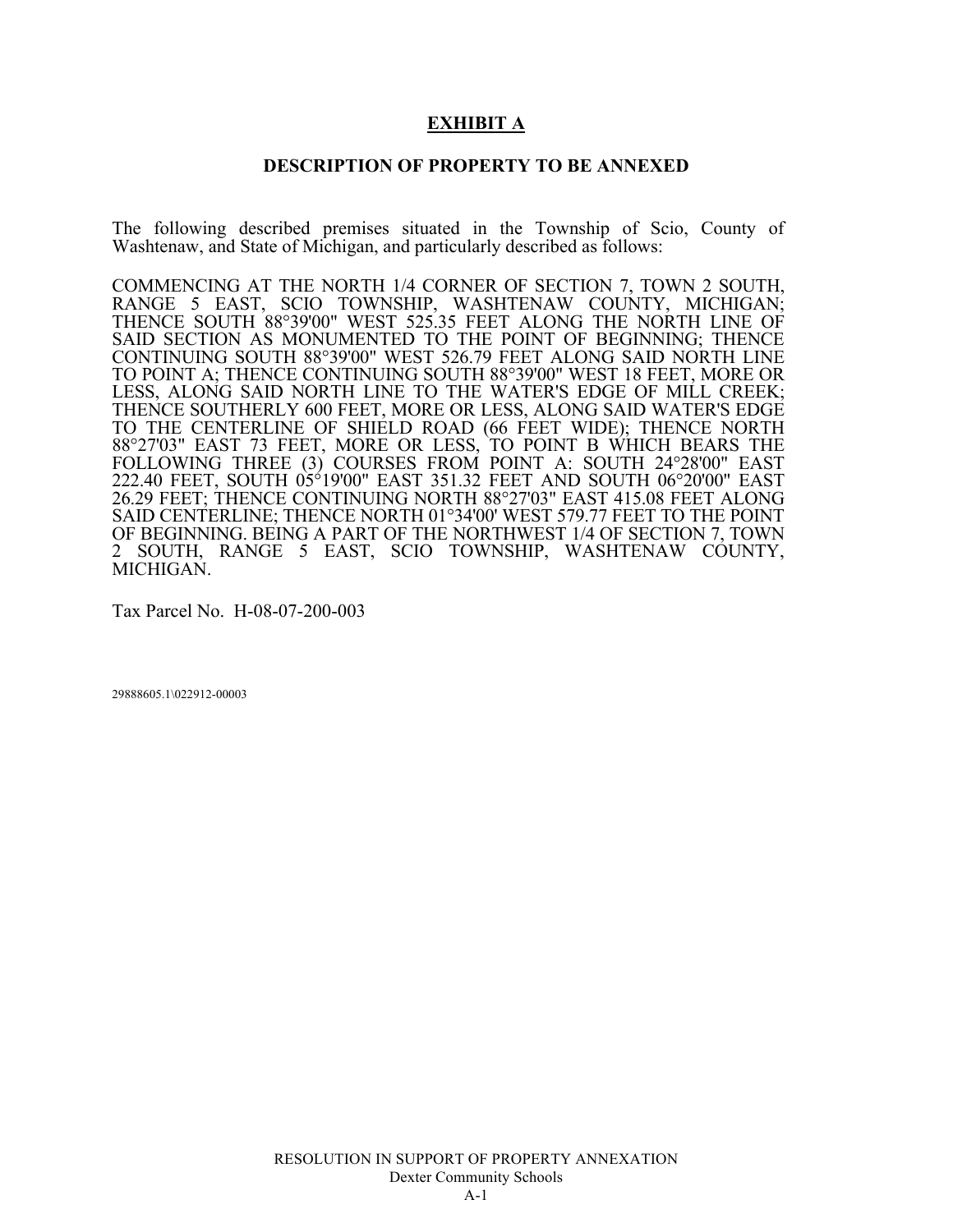# EXHIBIT A

## DESCRIPTION OF PROPERTY TO BE ANNEXED

The following described premises situated in the Township of Scio, County of Washtenaw, and State of Michigan, and particularly described as follows:

COMMENCING AT THE NORTH 1/4 CORNER OF SECTION 7, TOWN 2 SOUTH, RANGE 5 EAST, SCIO TOWNSHIP, WASHTENAW COUNTY, MICHIGAN; THENCE SOUTH 88°39'00" WEST 525.35 FEET ALONG THE NORTH LINE OF SAID SECTION AS MONUMENTED TO THE POINT OF BEGINNING; THENCE CONTINUING SOUTH 88°39'00" WEST 526.79 FEET ALONG SAID NORTH LINE TO POINT A; THENCE CONTINUING SOUTH 88°39'00" WEST 18 FEET, MORE OR LESS, ALONG SAID NORTH LINE TO THE WATER'S EDGE OF MILL CREEK; THENCE SOUTHERLY 600 FEET, MORE OR LESS, ALONG SAID WATER'S EDGE TO THE CENTERLINE OF SHIELD ROAD (66 FEET WIDE); THENCE NORTH 88°27'03" EAST 73 FEET, MORE OR LESS, TO POINT B WHICH BEARS THE FOLLOWING THREE (3) COURSES FROM POINT A: SOUTH 24°28'00" EAST 222.40 FEET, SOUTH 05°19'00" EAST 351.32 FEET AND SOUTH 06°20'00" EAST 26.29 FEET; THENCE CONTINUING NORTH 88°27'03" EAST 415.08 FEET ALONG SAID CENTERLINE; THENCE NORTH 01°34'00' WEST 579.77 FEET TO THE POINT OF BEGINNING. BEING A PART OF THE NORTHWEST 1/4 OF SECTION 7, TOWN 2 SOUTH, RANGE 5 EAST, SCIO TOWNSHIP, WASHTENAW COUNTY, MICHIGAN.

Tax Parcel No. H-08-07-200-003

29888605.1\022912-00003

RESOLUTION IN SUPPORT OF PROPERTY ANNEXATION
Dexter Community Schools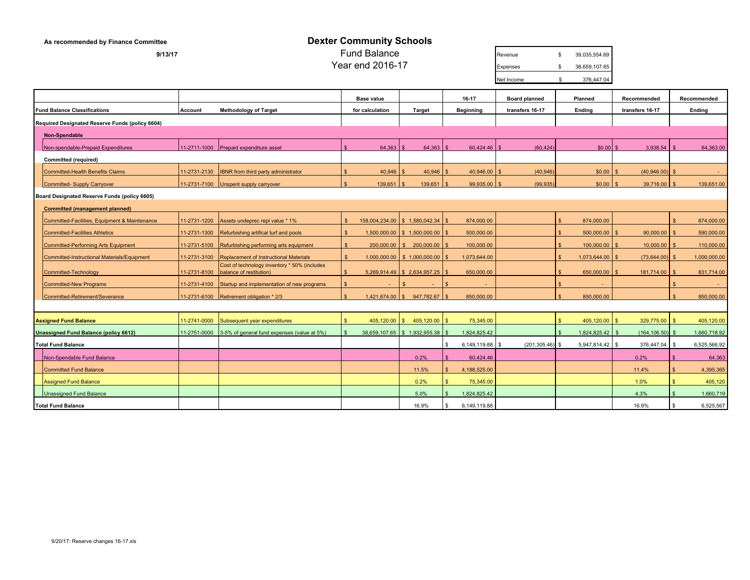As recommended by Finance Committee

9/13/17

# Dexter Community Schools

## Fund Balance
## Year end 2016-17

| | | |
|---|---|---|
| Revenue | $ | 39,035,554.69 |
| Expenses | $ | 38,659,107.65 |
| Net Income | $ | 376,447.04 |

| Fund Balance Classifications | Account | Methodology of Target | Base value for calculation | Target | 16-17 Beginning | Board planned transfers 16-17 | Planned Ending | Recommended transfers 16-17 | Recommended Ending |
|---|---|---|---|---|---|---|---|---|---|
| **Required Designated Reserve Funds (policy 6604)** | | | | | | | | | |
| **Non-Spendable** | | | | | | | | | |
| Non-spendable-Prepaid Expenditures | 11-2711-1000 | Prepaid expenditure asset | $ 64,363 | $ 64,363 | $ 60,424.46 | $ (60,424) | $0.00 | $ 3,938.54 | $ 64,363.00 |
| **Committed (required)** | | | | | | | | | |
| Committed-Health Benefits Claims | 11-2731-2130 | IBNR from third party administrator | $ 40,946 | $ 40,946 | $ 40,946.00 | $ (40,946) | $0.00 | $ (40,946.00) | $ - |
| Committed- Supply Carryover | 11-2731-7100 | Unspent supply carryover | $ 139,651 | $ 139,651 | $ 99,935.00 | $ (99,935) | $0.00 | $ 39,716.00 | $ 139,651.00 |
| **Board Designated Reserve Funds (policy 6605)** | | | | | | | | | |
| **Committed (management planned)** | | | | | | | | | |
| Committed-Facilities, Equipment & Maintenance | 11-2731-1200 | Assets undeprec repl value * 1% | $ 158,004,234.00 | $ 1,580,042.34 | $ 874,000.00 | | $ 874,000.00 | | $ 874,000.00 |
| Committed-Facilities Athletics | 11-2731-1300 | Refurbishing artifical turf and pools | $ 1,500,000.00 | $ 1,500,000.00 | $ 500,000.00 | | $ 500,000.00 | $ 90,000.00 | $ 590,000.00 |
| Committed-Performing Arts Equipment | 11-2731-5100 | Refurbishing performing arts equipment | $ 200,000.00 | $ 200,000.00 | $ 100,000.00 | | $ 100,000.00 | $ 10,000.00 | $ 110,000.00 |
| Committed-Instructional Materials/Equipment | 11-2731-3100 | Replacement of Instructional Materials | $ 1,000,000.00 | $ 1,000,000.00 | $ 1,073,644.00 | | $ 1,073,644.00 | $ (73,644.00) | $ 1,000,000.00 |
| Committed-Technology | 11-2731-8100 | Cost of technology inventory * 50% (includes balance of restitution) | $ 5,269,914.49 | $ 2,634,957.25 | $ 650,000.00 | | $ 650,000.00 | $ 181,714.00 | $ 831,714.00 |
| Committed-New Programs | 11-2731-4100 | Startup and implementation of new programs | $ - | $ - | $ - | | $ - | | $ - |
| Committed-Retirement/Severance | 11-2731-6100 | Retirement obligation * 2/3 | $ 1,421,674.00 | $ 947,782.67 | $ 850,000.00 | | $ 850,000.00 | | $ 850,000.00 |
| | | | | | | | | | |
| **Assigned Fund Balance** | 11-2741-0000 | Subsequent year expenditures | $ 405,120.00 | $ 405,120.00 | $ 75,345.00 | | $ 405,120.00 | $ 329,775.00 | $ 405,120.00 |
| **Unassigned Fund Balance (policy 6612)** | 11-2751-0000 | 3-5% of general fund expenses (value at 5%) | $ 38,659,107.65 | $ 1,932,955.38 | $ 1,824,825.42 | | $ 1,824,825.42 | $ (164,106.50) | $ 1,660,718.92 |
| **Total Fund Balance** | | | | | $ 6,149,119.88 | $ (201,305.46) | $ 5,947,814.42 | $ 376,447.04 | $ 6,525,566.92 |
| Non-Spendable Fund Balance | | | | 0.2% | $ 60,424.46 | | | 0.2% | $ 64,363 |
| Committed Fund Balance | | | | 11.5% | $ 4,188,525.00 | | | 11.4% | $ 4,395,365 |
| Assigned Fund Balance | | | | 0.2% | $ 75,345.00 | | | 1.0% | $ 405,120 |
| Unassigned Fund Balance | | | | 5.0% | $ 1,824,825.42 | | | 4.3% | $ 1,660,719 |
| **Total Fund Balance** | | | | 16.9% | $ 6,149,119.88 | | | 16.9% | $ 6,525,567 |

9/20/17: Reserve changes 16-17.xls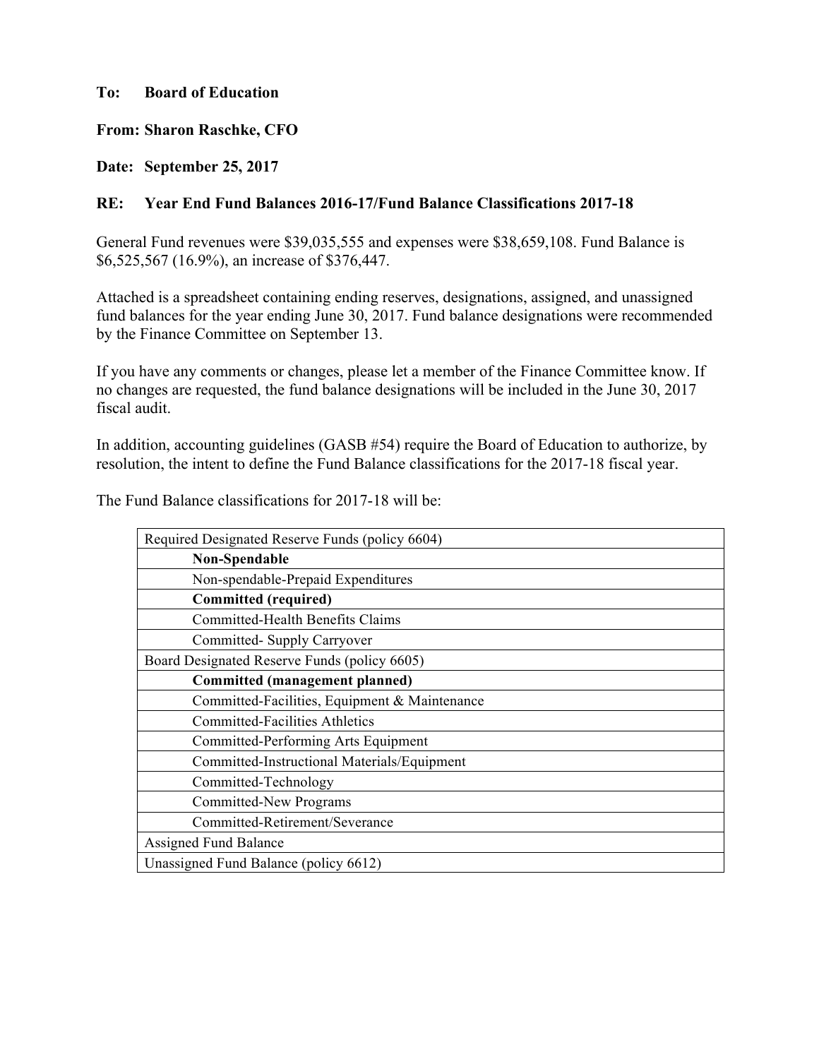**To: Board of Education**

**From: Sharon Raschke, CFO**

**Date: September 25, 2017**

**RE: Year End Fund Balances 2016-17/Fund Balance Classifications 2017-18**

General Fund revenues were $39,035,555 and expenses were $38,659,108. Fund Balance is $6,525,567 (16.9%), an increase of $376,447.

Attached is a spreadsheet containing ending reserves, designations, assigned, and unassigned fund balances for the year ending June 30, 2017. Fund balance designations were recommended by the Finance Committee on September 13.

If you have any comments or changes, please let a member of the Finance Committee know. If no changes are requested, the fund balance designations will be included in the June 30, 2017 fiscal audit.

In addition, accounting guidelines (GASB #54) require the Board of Education to authorize, by resolution, the intent to define the Fund Balance classifications for the 2017-18 fiscal year.

The Fund Balance classifications for 2017-18 will be:

| Required Designated Reserve Funds (policy 6604) |
|---|
| **Non-Spendable** |
| Non-spendable-Prepaid Expenditures |
| **Committed (required)** |
| Committed-Health Benefits Claims |
| Committed- Supply Carryover |
| Board Designated Reserve Funds (policy 6605) |
| **Committed (management planned)** |
| Committed-Facilities, Equipment & Maintenance |
| Committed-Facilities Athletics |
| Committed-Performing Arts Equipment |
| Committed-Instructional Materials/Equipment |
| Committed-Technology |
| Committed-New Programs |
| Committed-Retirement/Severance |
| Assigned Fund Balance |
| Unassigned Fund Balance (policy 6612) |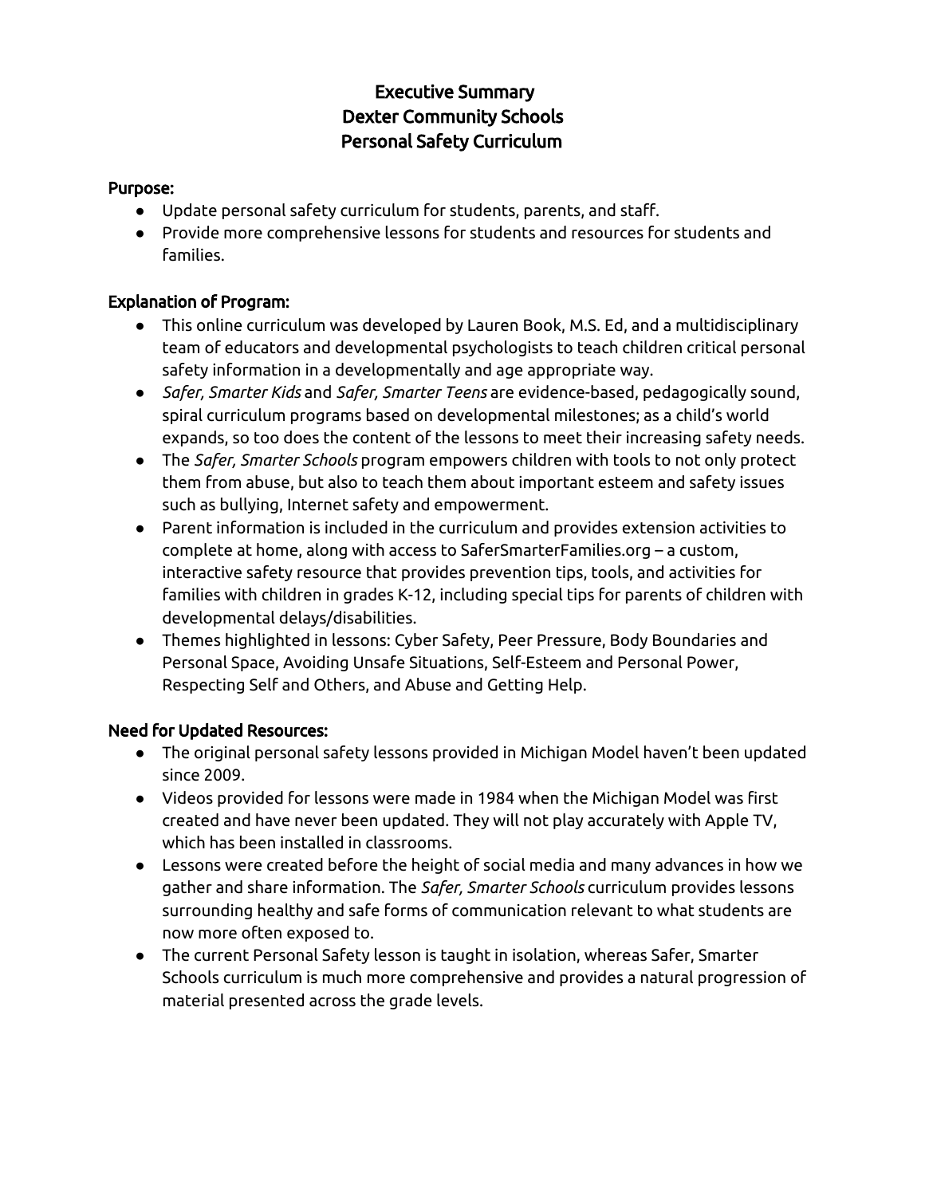# Executive Summary
# Dexter Community Schools
# Personal Safety Curriculum

**Purpose:**

- Update personal safety curriculum for students, parents, and staff.
- Provide more comprehensive lessons for students and resources for students and families.

**Explanation of Program:**

- This online curriculum was developed by Lauren Book, M.S. Ed, and a multidisciplinary team of educators and developmental psychologists to teach children critical personal safety information in a developmentally and age appropriate way.
- *Safer, Smarter Kids* and *Safer, Smarter Teens* are evidence-based, pedagogically sound, spiral curriculum programs based on developmental milestones; as a child's world expands, so too does the content of the lessons to meet their increasing safety needs.
- The *Safer, Smarter Schools* program empowers children with tools to not only protect them from abuse, but also to teach them about important esteem and safety issues such as bullying, Internet safety and empowerment.
- Parent information is included in the curriculum and provides extension activities to complete at home, along with access to SaferSmarterFamilies.org – a custom, interactive safety resource that provides prevention tips, tools, and activities for families with children in grades K-12, including special tips for parents of children with developmental delays/disabilities.
- Themes highlighted in lessons: Cyber Safety, Peer Pressure, Body Boundaries and Personal Space, Avoiding Unsafe Situations, Self-Esteem and Personal Power, Respecting Self and Others, and Abuse and Getting Help.

**Need for Updated Resources:**

- The original personal safety lessons provided in Michigan Model haven't been updated since 2009.
- Videos provided for lessons were made in 1984 when the Michigan Model was first created and have never been updated. They will not play accurately with Apple TV, which has been installed in classrooms.
- Lessons were created before the height of social media and many advances in how we gather and share information. The *Safer, Smarter Schools* curriculum provides lessons surrounding healthy and safe forms of communication relevant to what students are now more often exposed to.
- The current Personal Safety lesson is taught in isolation, whereas Safer, Smarter Schools curriculum is much more comprehensive and provides a natural progression of material presented across the grade levels.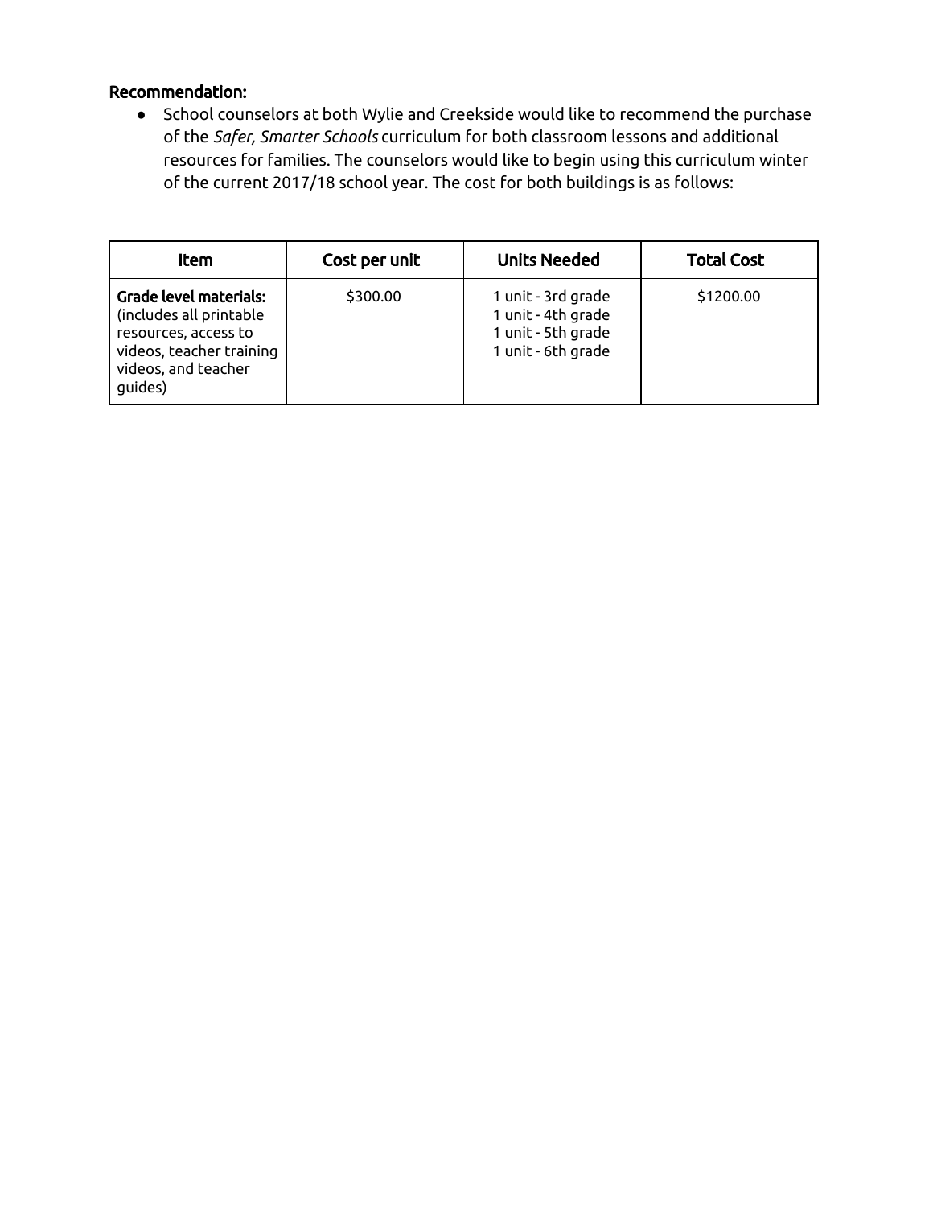**Recommendation:**

- School counselors at both Wylie and Creekside would like to recommend the purchase of the *Safer, Smarter Schools* curriculum for both classroom lessons and additional resources for families. The counselors would like to begin using this curriculum winter of the current 2017/18 school year. The cost for both buildings is as follows:

| Item | Cost per unit | Units Needed | Total Cost |
| --- | --- | --- | --- |
| **Grade level materials:** (includes all printable resources, access to videos, teacher training videos, and teacher guides) | $300.00 | 1 unit - 3rd grade<br>1 unit - 4th grade<br>1 unit - 5th grade<br>1 unit - 6th grade | $1200.00 |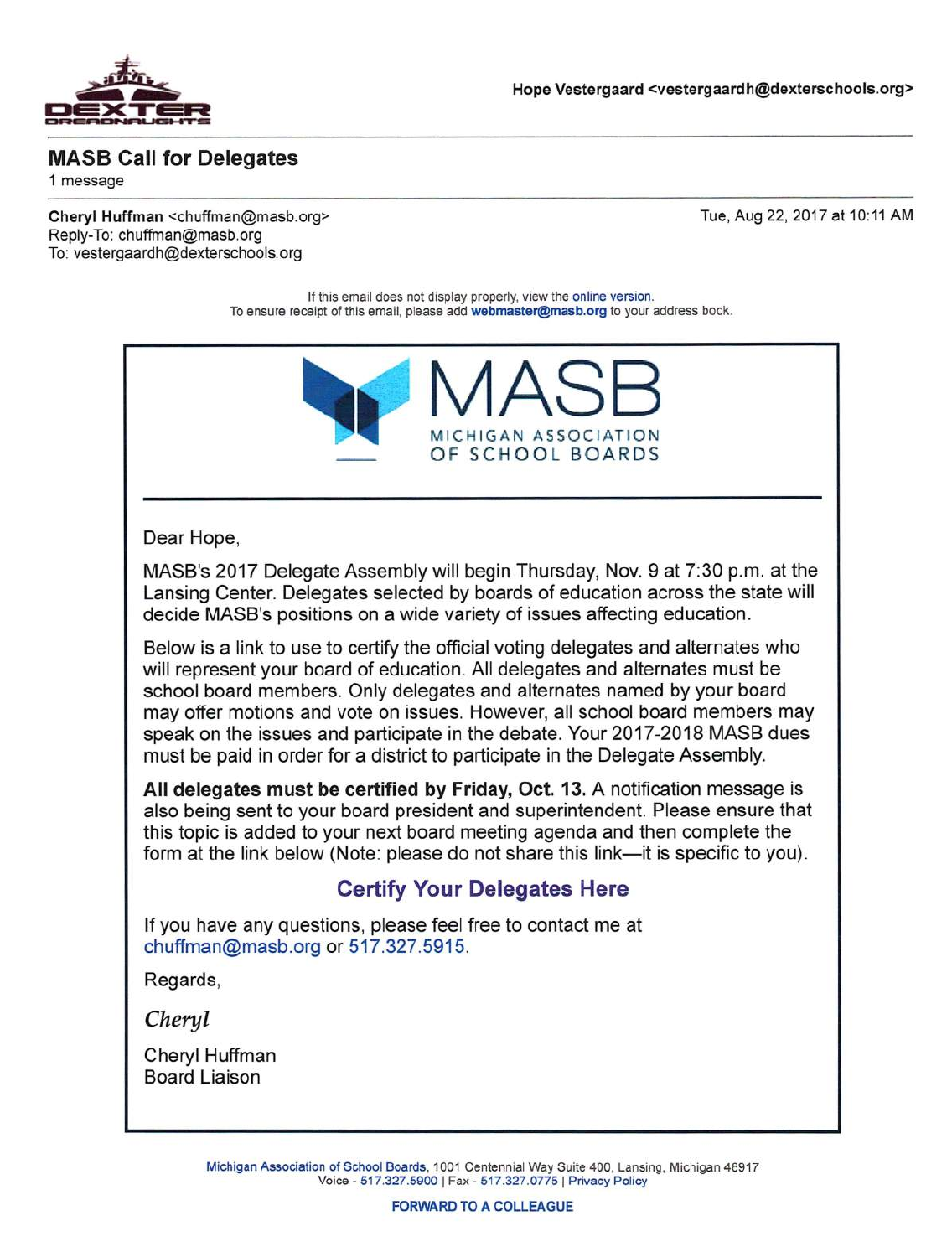Hope Vestergaard <vestergaardh@dexterschools.org>

## MASB Call for Delegates

1 message

**Cheryl Huffman** <chuffman@masb.org>
Reply-To: chuffman@masb.org
To: vestergaardh@dexterschools.org

Tue, Aug 22, 2017 at 10:11 AM

If this email does not display properly, view the online version.
To ensure receipt of this email, please add **webmaster@masb.org** to your address book.

MASB
MICHIGAN ASSOCIATION OF SCHOOL BOARDS

Dear Hope,

MASB's 2017 Delegate Assembly will begin Thursday, Nov. 9 at 7:30 p.m. at the Lansing Center. Delegates selected by boards of education across the state will decide MASB's positions on a wide variety of issues affecting education.

Below is a link to use to certify the official voting delegates and alternates who will represent your board of education. All delegates and alternates must be school board members. Only delegates and alternates named by your board may offer motions and vote on issues. However, all school board members may speak on the issues and participate in the debate. Your 2017-2018 MASB dues must be paid in order for a district to participate in the Delegate Assembly.

**All delegates must be certified by Friday, Oct. 13.** A notification message is also being sent to your board president and superintendent. Please ensure that this topic is added to your next board meeting agenda and then complete the form at the link below (Note: please do not share this link—it is specific to you).

### Certify Your Delegates Here

If you have any questions, please feel free to contact me at chuffman@masb.org or 517.327.5915.

Regards,

*Cheryl*

Cheryl Huffman
Board Liaison

Michigan Association of School Boards, 1001 Centennial Way Suite 400, Lansing, Michigan 48917
Voice - 517.327.5900 | Fax - 517.327.0775 | Privacy Policy

**FORWARD TO A COLLEAGUE**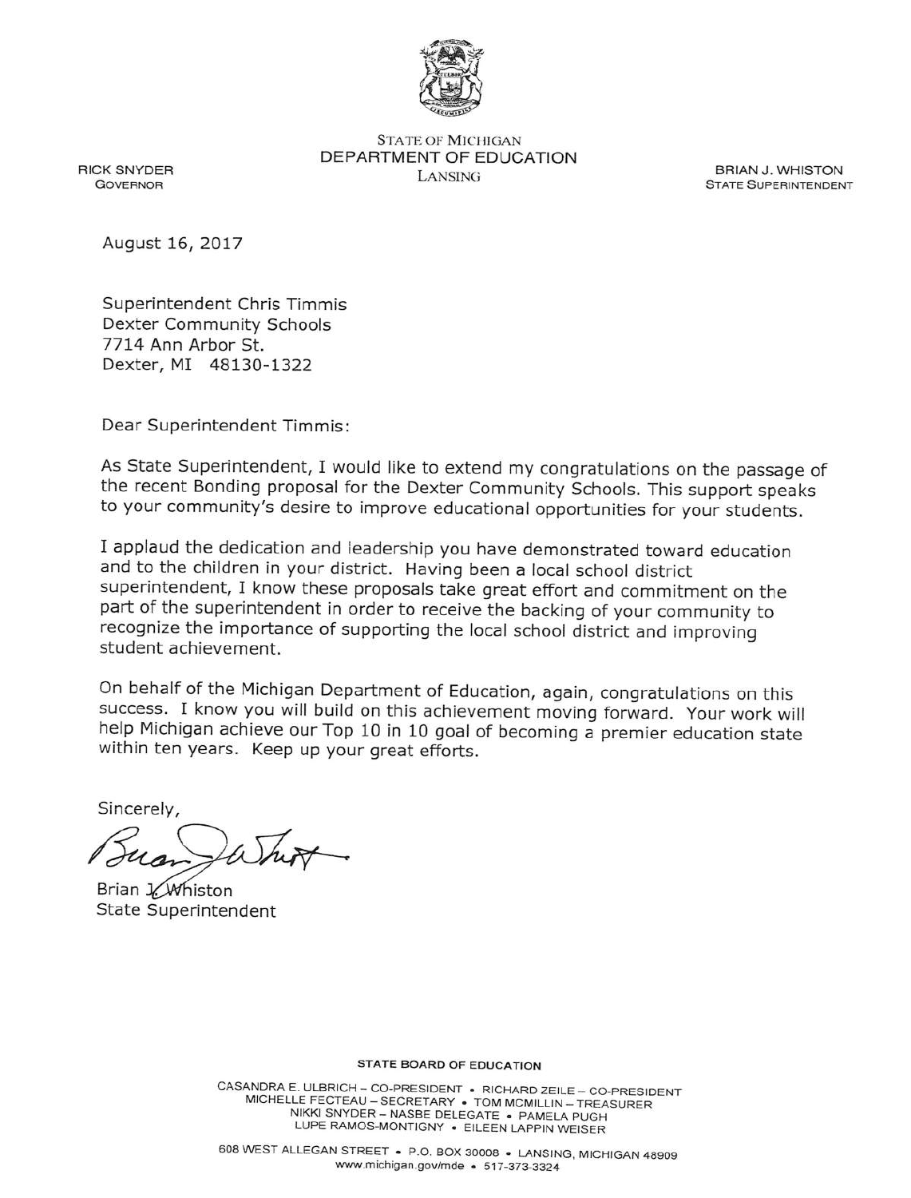STATE OF MICHIGAN
DEPARTMENT OF EDUCATION
LANSING

RICK SNYDER
GOVERNOR

BRIAN J. WHISTON
STATE SUPERINTENDENT

August 16, 2017

Superintendent Chris Timmis
Dexter Community Schools
7714 Ann Arbor St.
Dexter, MI 48130-1322

Dear Superintendent Timmis:

As State Superintendent, I would like to extend my congratulations on the passage of the recent Bonding proposal for the Dexter Community Schools. This support speaks to your community's desire to improve educational opportunities for your students.

I applaud the dedication and leadership you have demonstrated toward education and to the children in your district. Having been a local school district superintendent, I know these proposals take great effort and commitment on the part of the superintendent in order to receive the backing of your community to recognize the importance of supporting the local school district and improving student achievement.

On behalf of the Michigan Department of Education, again, congratulations on this success. I know you will build on this achievement moving forward. Your work will help Michigan achieve our Top 10 in 10 goal of becoming a premier education state within ten years. Keep up your great efforts.

Sincerely,

Brian J. Whiston
State Superintendent

STATE BOARD OF EDUCATION

CASANDRA E. ULBRICH – CO-PRESIDENT • RICHARD ZEILE – CO-PRESIDENT
MICHELLE FECTEAU – SECRETARY • TOM MCMILLIN – TREASURER
NIKKI SNYDER – NASBE DELEGATE • PAMELA PUGH
LUPE RAMOS-MONTIGNY • EILEEN LAPPIN WEISER

608 WEST ALLEGAN STREET • P.O. BOX 30008 • LANSING, MICHIGAN 48909
www.michigan.gov/mde • 517-373-3324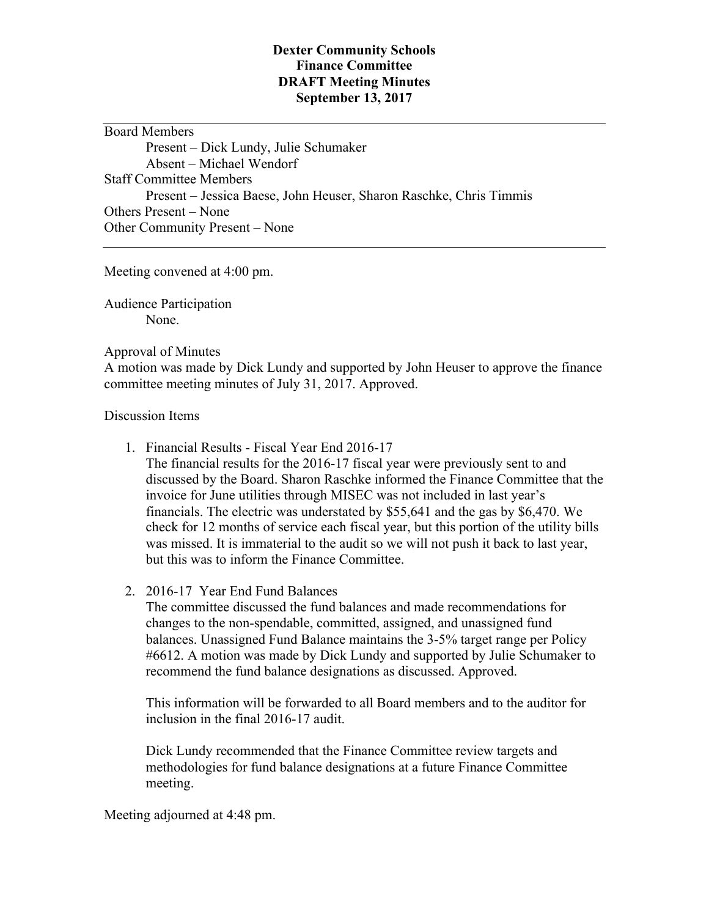**Dexter Community Schools**
**Finance Committee**
**DRAFT Meeting Minutes**
**September 13, 2017**

---

Board Members

  Present – Dick Lundy, Julie Schumaker

  Absent – Michael Wendorf

Staff Committee Members

  Present – Jessica Baese, John Heuser, Sharon Raschke, Chris Timmis

Others Present – None

Other Community Present – None

---

Meeting convened at 4:00 pm.

Audience Participation

  None.

Approval of Minutes

A motion was made by Dick Lundy and supported by John Heuser to approve the finance committee meeting minutes of July 31, 2017. Approved.

Discussion Items

1. Financial Results - Fiscal Year End 2016-17
   The financial results for the 2016-17 fiscal year were previously sent to and discussed by the Board. Sharon Raschke informed the Finance Committee that the invoice for June utilities through MISEC was not included in last year's financials. The electric was understated by $55,641 and the gas by $6,470. We check for 12 months of service each fiscal year, but this portion of the utility bills was missed. It is immaterial to the audit so we will not push it back to last year, but this was to inform the Finance Committee.

2. 2016-17 Year End Fund Balances
   The committee discussed the fund balances and made recommendations for changes to the non-spendable, committed, assigned, and unassigned fund balances. Unassigned Fund Balance maintains the 3-5% target range per Policy #6612. A motion was made by Dick Lundy and supported by Julie Schumaker to recommend the fund balance designations as discussed. Approved.

   This information will be forwarded to all Board members and to the auditor for inclusion in the final 2016-17 audit.

   Dick Lundy recommended that the Finance Committee review targets and methodologies for fund balance designations at a future Finance Committee meeting.

Meeting adjourned at 4:48 pm.